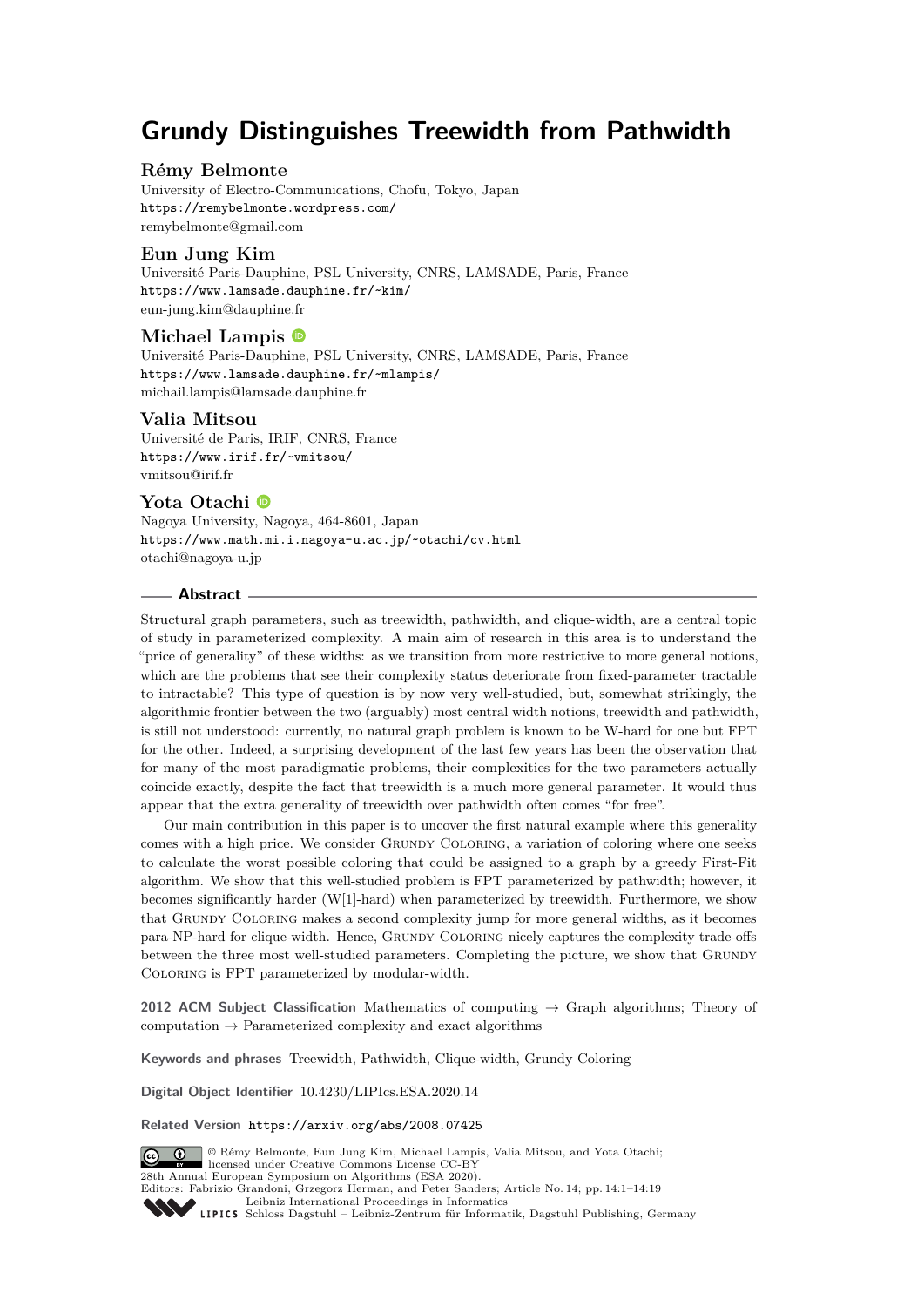# Grundy Distinguishes Treewidth from Pathwidth

**Rémy Belmonte**
University of Electro-Communications, Chofu, Tokyo, Japan
https://remybelmonte.wordpress.com/
remybelmonte@gmail.com

**Eun Jung Kim**
Université Paris-Dauphine, PSL University, CNRS, LAMSADE, Paris, France
https://www.lamsade.dauphine.fr/~kim/
eun-jung.kim@dauphine.fr

**Michael Lampis**
Université Paris-Dauphine, PSL University, CNRS, LAMSADE, Paris, France
https://www.lamsade.dauphine.fr/~mlampis/
michail.lampis@lamsade.dauphine.fr

**Valia Mitsou**
Université de Paris, IRIF, CNRS, France
https://www.irif.fr/~vmitsou/
vmitsou@irif.fr

**Yota Otachi**
Nagoya University, Nagoya, 464-8601, Japan
https://www.math.mi.i.nagoya-u.ac.jp/~otachi/cv.html
otachi@nagoya-u.jp

## Abstract

Structural graph parameters, such as treewidth, pathwidth, and clique-width, are a central topic of study in parameterized complexity. A main aim of research in this area is to understand the "price of generality" of these widths: as we transition from more restrictive to more general notions, which are the problems that see their complexity status deteriorate from fixed-parameter tractable to intractable? This type of question is by now very well-studied, but, somewhat strikingly, the algorithmic frontier between the two (arguably) most central width notions, treewidth and pathwidth, is still not understood: currently, no natural graph problem is known to be W-hard for one but FPT for the other. Indeed, a surprising development of the last few years has been the observation that for many of the most paradigmatic problems, their complexities for the two parameters actually coincide exactly, despite the fact that treewidth is a much more general parameter. It would thus appear that the extra generality of treewidth over pathwidth often comes "for free".

Our main contribution in this paper is to uncover the first natural example where this generality comes with a high price. We consider Grundy Coloring, a variation of coloring where one seeks to calculate the worst possible coloring that could be assigned to a graph by a greedy First-Fit algorithm. We show that this well-studied problem is FPT parameterized by pathwidth; however, it becomes significantly harder (W[1]-hard) when parameterized by treewidth. Furthermore, we show that Grundy Coloring makes a second complexity jump for more general widths, as it becomes para-NP-hard for clique-width. Hence, Grundy Coloring nicely captures the complexity trade-offs between the three most well-studied parameters. Completing the picture, we show that Grundy Coloring is FPT parameterized by modular-width.

**2012 ACM Subject Classification** Mathematics of computing → Graph algorithms; Theory of computation → Parameterized complexity and exact algorithms

**Keywords and phrases** Treewidth, Pathwidth, Clique-width, Grundy Coloring

**Digital Object Identifier** 10.4230/LIPIcs.ESA.2020.14

**Related Version** https://arxiv.org/abs/2008.07425

© Rémy Belmonte, Eun Jung Kim, Michael Lampis, Valia Mitsou, and Yota Otachi; licensed under Creative Commons License CC-BY
28th Annual European Symposium on Algorithms (ESA 2020).
Editors: Fabrizio Grandoni, Grzegorz Herman, and Peter Sanders; Article No. 14; pp. 14:1–14:19
Leibniz International Proceedings in Informatics
Schloss Dagstuhl – Leibniz-Zentrum für Informatik, Dagstuhl Publishing, Germany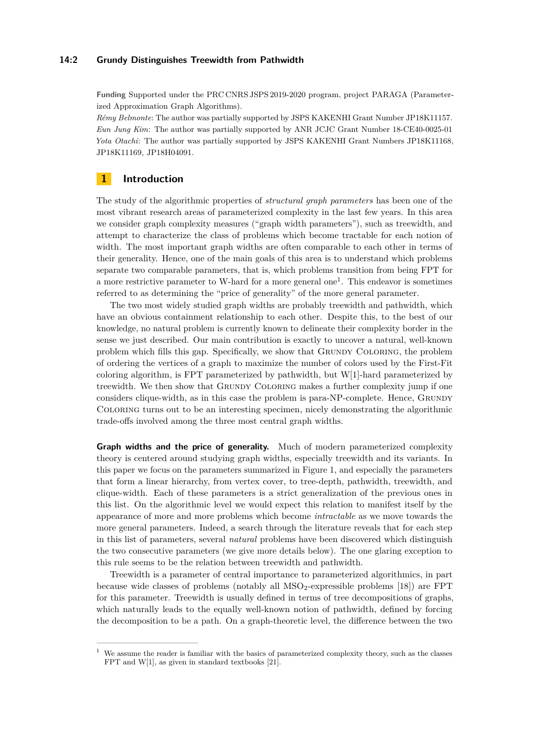**Funding** Supported under the PRC CNRS JSPS 2019-2020 program, project PARAGA (Parameterized Approximation Graph Algorithms).

*Rémy Belmonte*: The author was partially supported by JSPS KAKENHI Grant Number JP18K11157.
*Eun Jung Kim*: The author was partially supported by ANR JCJC Grant Number 18-CE40-0025-01
*Yota Otachi*: The author was partially supported by JSPS KAKENHI Grant Numbers JP18K11168, JP18K11169, JP18H04091.

## 1 Introduction

The study of the algorithmic properties of *structural graph parameters* has been one of the most vibrant research areas of parameterized complexity in the last few years. In this area we consider graph complexity measures ("graph width parameters"), such as treewidth, and attempt to characterize the class of problems which become tractable for each notion of width. The most important graph widths are often comparable to each other in terms of their generality. Hence, one of the main goals of this area is to understand which problems separate two comparable parameters, that is, which problems transition from being FPT for a more restrictive parameter to W-hard for a more general one[1]. This endeavor is sometimes referred to as determining the "price of generality" of the more general parameter.

The two most widely studied graph widths are probably treewidth and pathwidth, which have an obvious containment relationship to each other. Despite this, to the best of our knowledge, no natural problem is currently known to delineate their complexity border in the sense we just described. Our main contribution is exactly to uncover a natural, well-known problem which fills this gap. Specifically, we show that Grundy Coloring, the problem of ordering the vertices of a graph to maximize the number of colors used by the First-Fit coloring algorithm, is FPT parameterized by pathwidth, but W[1]-hard parameterized by treewidth. We then show that Grundy Coloring makes a further complexity jump if one considers clique-width, as in this case the problem is para-NP-complete. Hence, Grundy Coloring turns out to be an interesting specimen, nicely demonstrating the algorithmic trade-offs involved among the three most central graph widths.

**Graph widths and the price of generality.** Much of modern parameterized complexity theory is centered around studying graph widths, especially treewidth and its variants. In this paper we focus on the parameters summarized in Figure 1, and especially the parameters that form a linear hierarchy, from vertex cover, to tree-depth, pathwidth, treewidth, and clique-width. Each of these parameters is a strict generalization of the previous ones in this list. On the algorithmic level we would expect this relation to manifest itself by the appearance of more and more problems which become *intractable* as we move towards the more general parameters. Indeed, a search through the literature reveals that for each step in this list of parameters, several *natural* problems have been discovered which distinguish the two consecutive parameters (we give more details below). The one glaring exception to this rule seems to be the relation between treewidth and pathwidth.

Treewidth is a parameter of central importance to parameterized algorithmics, in part because wide classes of problems (notably all $MSO_2$-expressible problems [18]) are FPT for this parameter. Treewidth is usually defined in terms of tree decompositions of graphs, which naturally leads to the equally well-known notion of pathwidth, defined by forcing the decomposition to be a path. On a graph-theoretic level, the difference between the two

[1] We assume the reader is familiar with the basics of parameterized complexity theory, such as the classes FPT and W[1], as given in standard textbooks [21].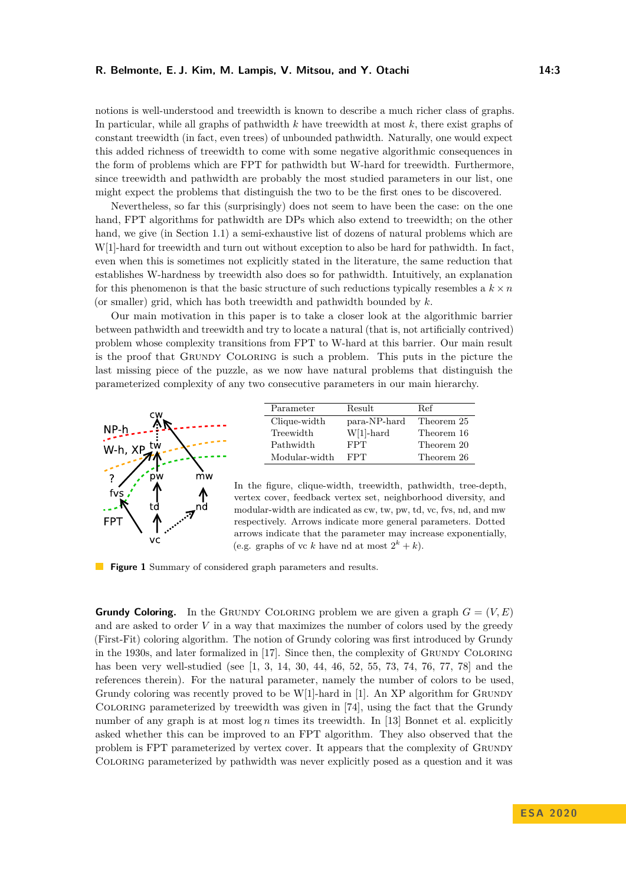notions is well-understood and treewidth is known to describe a much richer class of graphs. In particular, while all graphs of pathwidth $k$ have treewidth at most $k$, there exist graphs of constant treewidth (in fact, even trees) of unbounded pathwidth. Naturally, one would expect this added richness of treewidth to come with some negative algorithmic consequences in the form of problems which are FPT for pathwidth but W-hard for treewidth. Furthermore, since treewidth and pathwidth are probably the most studied parameters in our list, one might expect the problems that distinguish the two to be the first ones to be discovered.

Nevertheless, so far this (surprisingly) does not seem to have been the case: on the one hand, FPT algorithms for pathwidth are DPs which also extend to treewidth; on the other hand, we give (in Section 1.1) a semi-exhaustive list of dozens of natural problems which are W[1]-hard for treewidth and turn out without exception to also be hard for pathwidth. In fact, even when this is sometimes not explicitly stated in the literature, the same reduction that establishes W-hardness by treewidth also does so for pathwidth. Intuitively, an explanation for this phenomenon is that the basic structure of such reductions typically resembles a $k \times n$ (or smaller) grid, which has both treewidth and pathwidth bounded by $k$.

Our main motivation in this paper is to take a closer look at the algorithmic barrier between pathwidth and treewidth and try to locate a natural (that is, not artificially contrived) problem whose complexity transitions from FPT to W-hard at this barrier. Our main result is the proof that Grundy Coloring is such a problem. This puts in the picture the last missing piece of the puzzle, as we now have natural problems that distinguish the parameterized complexity of any two consecutive parameters in our main hierarchy.

| Parameter | Result | Ref |
|---|---|---|
| Clique-width | para-NP-hard | Theorem 25 |
| Treewidth | W[1]-hard | Theorem 16 |
| Pathwidth | FPT | Theorem 20 |
| Modular-width | FPT | Theorem 26 |

In the figure, clique-width, treewidth, pathwidth, tree-depth, vertex cover, feedback vertex set, neighborhood diversity, and modular-width are indicated as cw, tw, pw, td, vc, fvs, nd, and mw respectively. Arrows indicate more general parameters. Dotted arrows indicate that the parameter may increase exponentially, (e.g. graphs of vc $k$ have nd at most $2^k + k$).

**Figure 1** Summary of considered graph parameters and results.

**Grundy Coloring.** In the Grundy Coloring problem we are given a graph $G = (V, E)$ and are asked to order $V$ in a way that maximizes the number of colors used by the greedy (First-Fit) coloring algorithm. The notion of Grundy coloring was first introduced by Grundy in the 1930s, and later formalized in [17]. Since then, the complexity of Grundy Coloring has been very well-studied (see [1, 3, 14, 30, 44, 46, 52, 55, 73, 74, 76, 77, 78] and the references therein). For the natural parameter, namely the number of colors to be used, Grundy coloring was recently proved to be W[1]-hard in [1]. An XP algorithm for Grundy Coloring parameterized by treewidth was given in [74], using the fact that the Grundy number of any graph is at most $\log n$ times its treewidth. In [13] Bonnet et al. explicitly asked whether this can be improved to an FPT algorithm. They also observed that the problem is FPT parameterized by vertex cover. It appears that the complexity of Grundy Coloring parameterized by pathwidth was never explicitly posed as a question and it was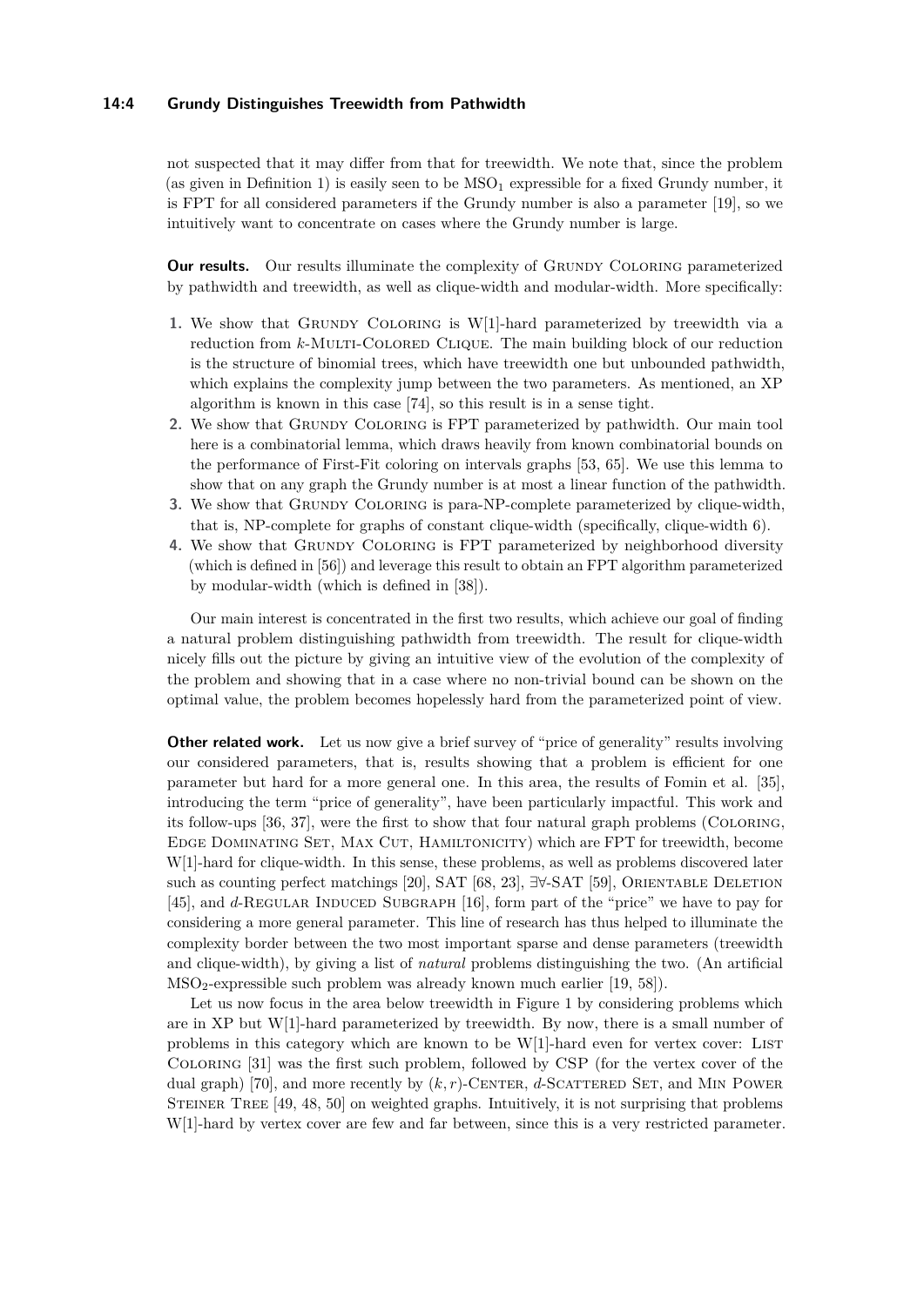not suspected that it may differ from that for treewidth. We note that, since the problem (as given in Definition 1) is easily seen to be $MSO_1$ expressible for a fixed Grundy number, it is FPT for all considered parameters if the Grundy number is also a parameter [19], so we intuitively want to concentrate on cases where the Grundy number is large.

**Our results.** Our results illuminate the complexity of Grundy Coloring parameterized by pathwidth and treewidth, as well as clique-width and modular-width. More specifically:

1. We show that Grundy Coloring is W[1]-hard parameterized by treewidth via a reduction from $k$-Multi-Colored Clique. The main building block of our reduction is the structure of binomial trees, which have treewidth one but unbounded pathwidth, which explains the complexity jump between the two parameters. As mentioned, an XP algorithm is known in this case [74], so this result is in a sense tight.
2. We show that Grundy Coloring is FPT parameterized by pathwidth. Our main tool here is a combinatorial lemma, which draws heavily from known combinatorial bounds on the performance of First-Fit coloring on intervals graphs [53, 65]. We use this lemma to show that on any graph the Grundy number is at most a linear function of the pathwidth.
3. We show that Grundy Coloring is para-NP-complete parameterized by clique-width, that is, NP-complete for graphs of constant clique-width (specifically, clique-width 6).
4. We show that Grundy Coloring is FPT parameterized by neighborhood diversity (which is defined in [56]) and leverage this result to obtain an FPT algorithm parameterized by modular-width (which is defined in [38]).

Our main interest is concentrated in the first two results, which achieve our goal of finding a natural problem distinguishing pathwidth from treewidth. The result for clique-width nicely fills out the picture by giving an intuitive view of the evolution of the complexity of the problem and showing that in a case where no non-trivial bound can be shown on the optimal value, the problem becomes hopelessly hard from the parameterized point of view.

**Other related work.** Let us now give a brief survey of "price of generality" results involving our considered parameters, that is, results showing that a problem is efficient for one parameter but hard for a more general one. In this area, the results of Fomin et al. [35], introducing the term "price of generality", have been particularly impactful. This work and its follow-ups [36, 37], were the first to show that four natural graph problems (Coloring, Edge Dominating Set, Max Cut, Hamiltonicity) which are FPT for treewidth, become W[1]-hard for clique-width. In this sense, these problems, as well as problems discovered later such as counting perfect matchings [20], SAT [68, 23], ∃∀-SAT [59], Orientable Deletion [45], and $d$-Regular Induced Subgraph [16], form part of the "price" we have to pay for considering a more general parameter. This line of research has thus helped to illuminate the complexity border between the two most important sparse and dense parameters (treewidth and clique-width), by giving a list of *natural* problems distinguishing the two. (An artificial $MSO_2$-expressible such problem was already known much earlier [19, 58]).

Let us now focus in the area below treewidth in Figure 1 by considering problems which are in XP but W[1]-hard parameterized by treewidth. By now, there is a small number of problems in this category which are known to be W[1]-hard even for vertex cover: List Coloring [31] was the first such problem, followed by CSP (for the vertex cover of the dual graph) [70], and more recently by $(k, r)$-Center, $d$-Scattered Set, and Min Power Steiner Tree [49, 48, 50] on weighted graphs. Intuitively, it is not surprising that problems W[1]-hard by vertex cover are few and far between, since this is a very restricted parameter.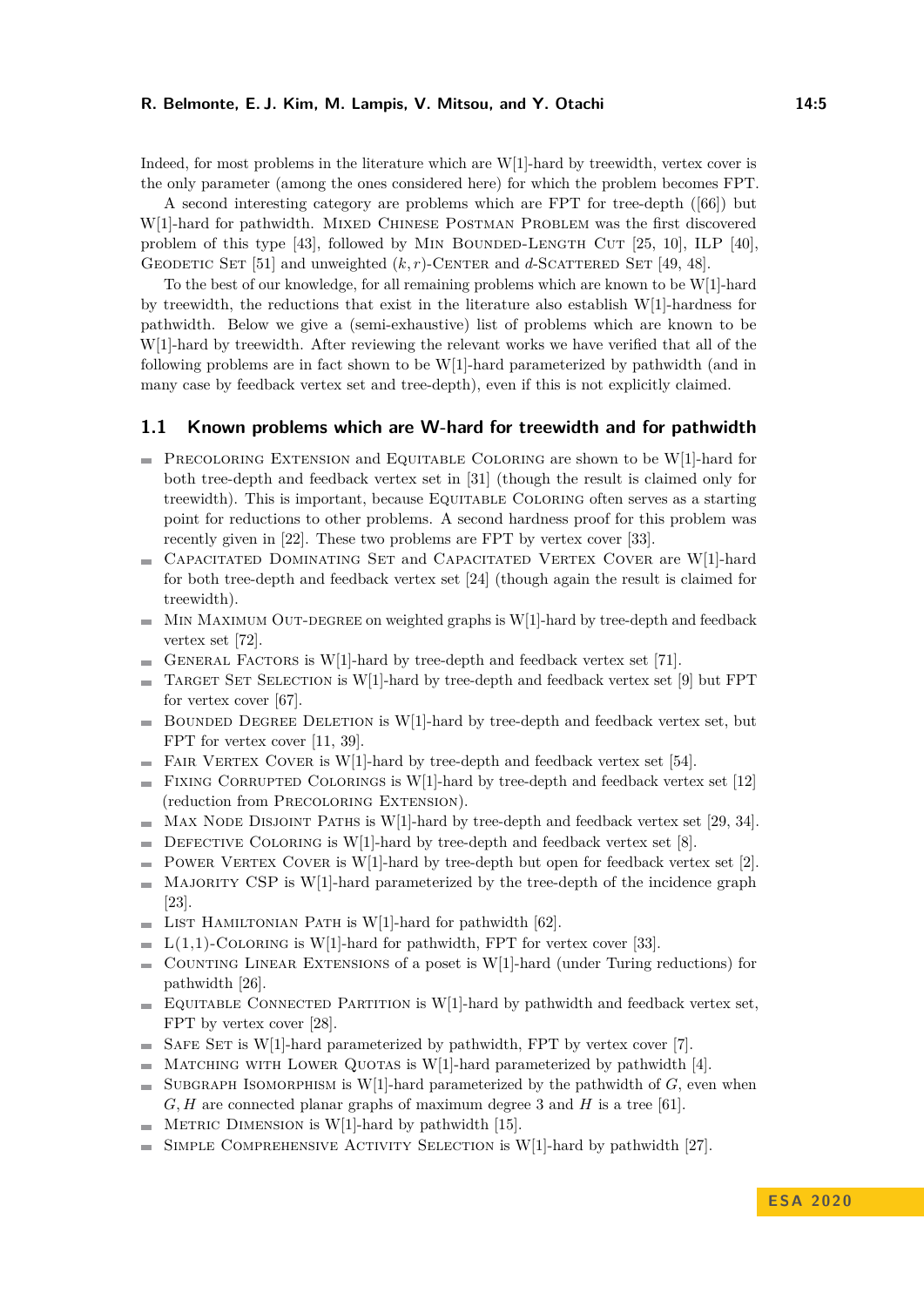Indeed, for most problems in the literature which are W[1]-hard by treewidth, vertex cover is the only parameter (among the ones considered here) for which the problem becomes FPT.

A second interesting category are problems which are FPT for tree-depth ([66]) but W[1]-hard for pathwidth. Mixed Chinese Postman Problem was the first discovered problem of this type [43], followed by Min Bounded-Length Cut [25, 10], ILP [40], Geodetic Set [51] and unweighted $(k, r)$-Center and $d$-Scattered Set [49, 48].

To the best of our knowledge, for all remaining problems which are known to be W[1]-hard by treewidth, the reductions that exist in the literature also establish W[1]-hardness for pathwidth. Below we give a (semi-exhaustive) list of problems which are known to be W[1]-hard by treewidth. After reviewing the relevant works we have verified that all of the following problems are in fact shown to be W[1]-hard parameterized by pathwidth (and in many case by feedback vertex set and tree-depth), even if this is not explicitly claimed.

## 1.1 Known problems which are W-hard for treewidth and for pathwidth

- Precoloring Extension and Equitable Coloring are shown to be W[1]-hard for both tree-depth and feedback vertex set in [31] (though the result is claimed only for treewidth). This is important, because Equitable Coloring often serves as a starting point for reductions to other problems. A second hardness proof for this problem was recently given in [22]. These two problems are FPT by vertex cover [33].
- Capacitated Dominating Set and Capacitated Vertex Cover are W[1]-hard for both tree-depth and feedback vertex set [24] (though again the result is claimed for treewidth).
- Min Maximum Out-degree on weighted graphs is W[1]-hard by tree-depth and feedback vertex set [72].
- General Factors is W[1]-hard by tree-depth and feedback vertex set [71].
- Target Set Selection is W[1]-hard by tree-depth and feedback vertex set [9] but FPT for vertex cover [67].
- Bounded Degree Deletion is W[1]-hard by tree-depth and feedback vertex set, but FPT for vertex cover [11, 39].
- Fair Vertex Cover is W[1]-hard by tree-depth and feedback vertex set [54].
- Fixing Corrupted Colorings is W[1]-hard by tree-depth and feedback vertex set [12] (reduction from Precoloring Extension).
- Max Node Disjoint Paths is W[1]-hard by tree-depth and feedback vertex set [29, 34].
- Defective Coloring is W[1]-hard by tree-depth and feedback vertex set [8].
- Power Vertex Cover is W[1]-hard by tree-depth but open for feedback vertex set [2].
- Majority CSP is W[1]-hard parameterized by the tree-depth of the incidence graph [23].
- List Hamiltonian Path is W[1]-hard for pathwidth [62].
- L(1,1)-Coloring is W[1]-hard for pathwidth, FPT for vertex cover [33].
- Counting Linear Extensions of a poset is W[1]-hard (under Turing reductions) for pathwidth [26].
- Equitable Connected Partition is W[1]-hard by pathwidth and feedback vertex set, FPT by vertex cover [28].
- Safe Set is W[1]-hard parameterized by pathwidth, FPT by vertex cover [7].
- Matching with Lower Quotas is W[1]-hard parameterized by pathwidth [4].
- Subgraph Isomorphism is W[1]-hard parameterized by the pathwidth of $G$, even when $G, H$ are connected planar graphs of maximum degree 3 and $H$ is a tree [61].
- Metric Dimension is W[1]-hard by pathwidth [15].
- Simple Comprehensive Activity Selection is W[1]-hard by pathwidth [27].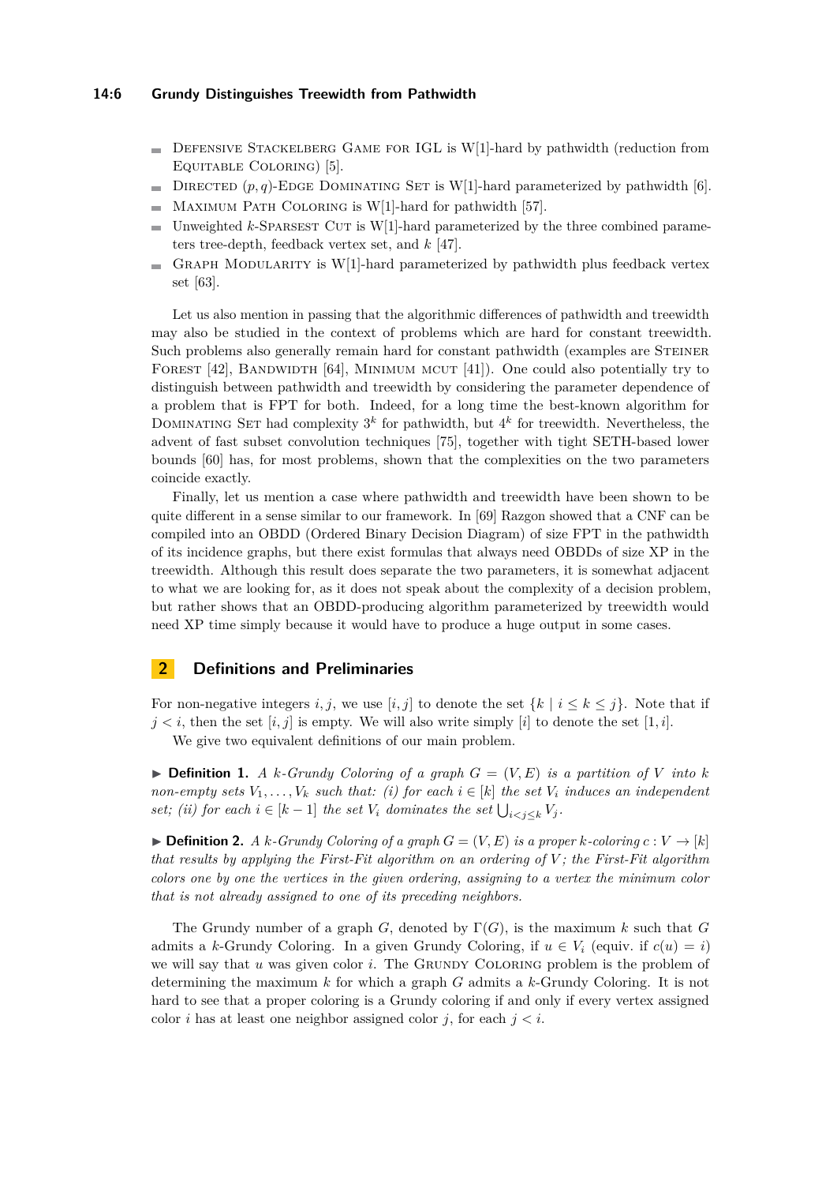- Defensive Stackelberg Game for IGL is W[1]-hard by pathwidth (reduction from Equitable Coloring) [5].
- Directed $(p, q)$-Edge Dominating Set is W[1]-hard parameterized by pathwidth [6].
- Maximum Path Coloring is W[1]-hard for pathwidth [57].
- Unweighted $k$-Sparsest Cut is W[1]-hard parameterized by the three combined parameters tree-depth, feedback vertex set, and $k$ [47].
- Graph Modularity is W[1]-hard parameterized by pathwidth plus feedback vertex set [63].

Let us also mention in passing that the algorithmic differences of pathwidth and treewidth may also be studied in the context of problems which are hard for constant treewidth. Such problems also generally remain hard for constant pathwidth (examples are Steiner Forest [42], Bandwidth [64], Minimum mcut [41]). One could also potentially try to distinguish between pathwidth and treewidth by considering the parameter dependence of a problem that is FPT for both. Indeed, for a long time the best-known algorithm for Dominating Set had complexity $3^k$ for pathwidth, but $4^k$ for treewidth. Nevertheless, the advent of fast subset convolution techniques [75], together with tight SETH-based lower bounds [60] has, for most problems, shown that the complexities on the two parameters coincide exactly.

Finally, let us mention a case where pathwidth and treewidth have been shown to be quite different in a sense similar to our framework. In [69] Razgon showed that a CNF can be compiled into an OBDD (Ordered Binary Decision Diagram) of size FPT in the pathwidth of its incidence graphs, but there exist formulas that always need OBDDs of size XP in the treewidth. Although this result does separate the two parameters, it is somewhat adjacent to what we are looking for, as it does not speak about the complexity of a decision problem, but rather shows that an OBDD-producing algorithm parameterized by treewidth would need XP time simply because it would have to produce a huge output in some cases.

## 2 Definitions and Preliminaries

For non-negative integers $i, j$, we use $[i, j]$ to denote the set $\{k \mid i \leq k \leq j\}$. Note that if $j < i$, then the set $[i, j]$ is empty. We will also write simply $[i]$ to denote the set $[1, i]$.

We give two equivalent definitions of our main problem.

▶ **Definition 1.** *A $k$-Grundy Coloring of a graph $G = (V, E)$ is a partition of $V$ into $k$ non-empty sets $V_1, \dots, V_k$ such that: (i) for each $i \in [k]$ the set $V_i$ induces an independent set; (ii) for each $i \in [k-1]$ the set $V_i$ dominates the set $\bigcup_{i<j\leq k} V_j$.*

▶ **Definition 2.** *A $k$-Grundy Coloring of a graph $G = (V, E)$ is a proper $k$-coloring $c : V \to [k]$ that results by applying the First-Fit algorithm on an ordering of $V$; the First-Fit algorithm colors one by one the vertices in the given ordering, assigning to a vertex the minimum color that is not already assigned to one of its preceding neighbors.*

The Grundy number of a graph $G$, denoted by $\Gamma(G)$, is the maximum $k$ such that $G$ admits a $k$-Grundy Coloring. In a given Grundy Coloring, if $u \in V_i$ (equiv. if $c(u) = i$) we will say that $u$ was given color $i$. The Grundy Coloring problem is the problem of determining the maximum $k$ for which a graph $G$ admits a $k$-Grundy Coloring. It is not hard to see that a proper coloring is a Grundy coloring if and only if every vertex assigned color $i$ has at least one neighbor assigned color $j$, for each $j < i$.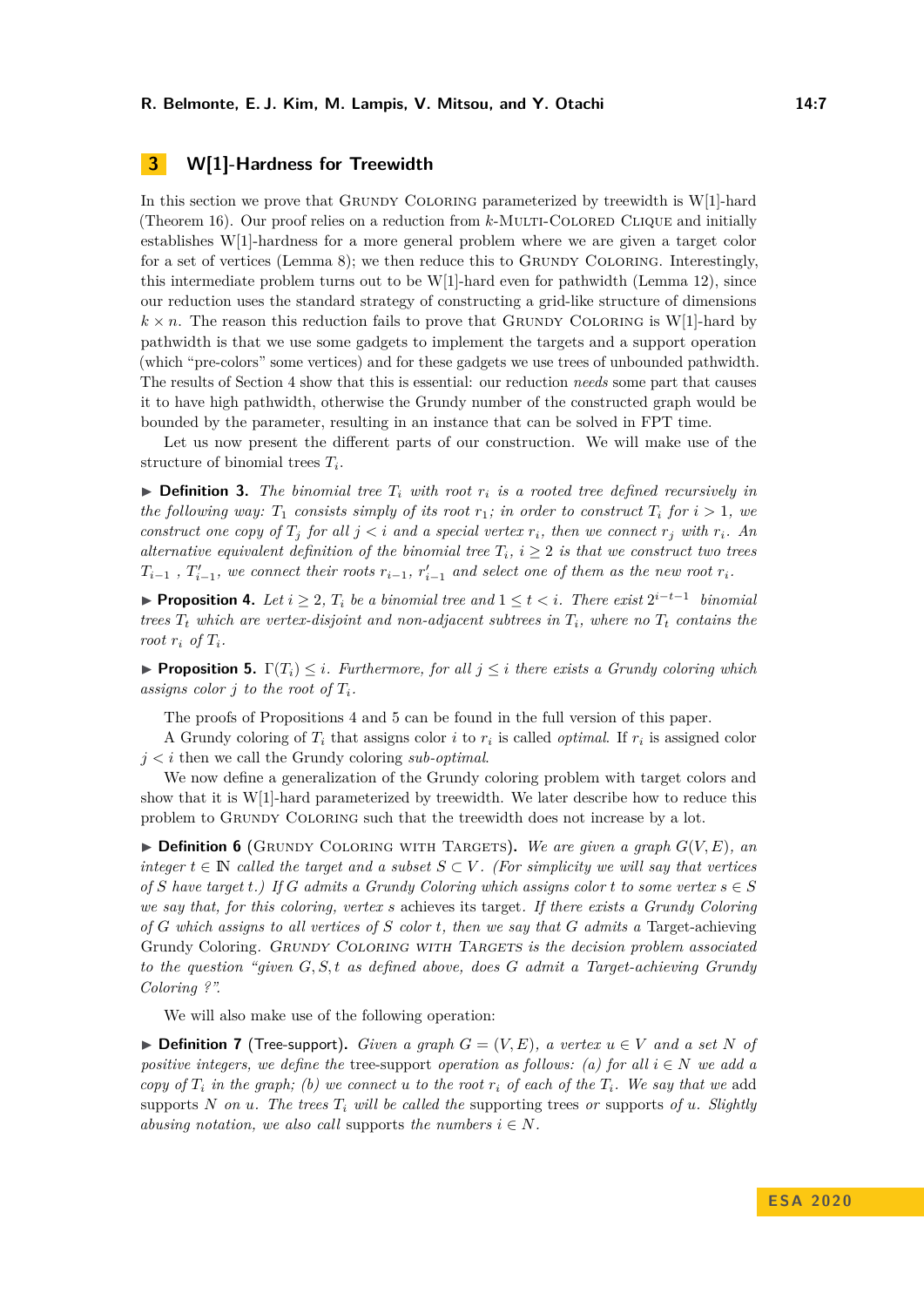## 3 W[1]-Hardness for Treewidth

In this section we prove that Grundy Coloring parameterized by treewidth is W[1]-hard (Theorem 16). Our proof relies on a reduction from $k$-Multi-Colored Clique and initially establishes W[1]-hardness for a more general problem where we are given a target color for a set of vertices (Lemma 8); we then reduce this to Grundy Coloring. Interestingly, this intermediate problem turns out to be W[1]-hard even for pathwidth (Lemma 12), since our reduction uses the standard strategy of constructing a grid-like structure of dimensions $k \times n$. The reason this reduction fails to prove that Grundy Coloring is W[1]-hard by pathwidth is that we use some gadgets to implement the targets and a support operation (which "pre-colors" some vertices) and for these gadgets we use trees of unbounded pathwidth. The results of Section 4 show that this is essential: our reduction *needs* some part that causes it to have high pathwidth, otherwise the Grundy number of the constructed graph would be bounded by the parameter, resulting in an instance that can be solved in FPT time.

Let us now present the different parts of our construction. We will make use of the structure of binomial trees $T_i$.

▶ **Definition 3.** *The binomial tree $T_i$ with root $r_i$ is a rooted tree defined recursively in the following way: $T_1$ consists simply of its root $r_1$; in order to construct $T_i$ for $i > 1$, we construct one copy of $T_j$ for all $j < i$ and a special vertex $r_i$, then we connect $r_j$ with $r_i$. An alternative equivalent definition of the binomial tree $T_i$, $i \geq 2$ is that we construct two trees $T_{i-1}$ , $T'_{i-1}$, we connect their roots $r_{i-1}$, $r'_{i-1}$ and select one of them as the new root $r_i$.*

▶ **Proposition 4.** *Let $i \geq 2$, $T_i$ be a binomial tree and $1 \leq t < i$. There exist $2^{i-t-1}$ binomial trees $T_t$ which are vertex-disjoint and non-adjacent subtrees in $T_i$, where no $T_t$ contains the root $r_i$ of $T_i$.*

▶ **Proposition 5.** *$\Gamma(T_i) \leq i$. Furthermore, for all $j \leq i$ there exists a Grundy coloring which assigns color $j$ to the root of $T_i$.*

The proofs of Propositions 4 and 5 can be found in the full version of this paper.

A Grundy coloring of $T_i$ that assigns color $i$ to $r_i$ is called *optimal*. If $r_i$ is assigned color $j < i$ then we call the Grundy coloring *sub-optimal*.

We now define a generalization of the Grundy coloring problem with target colors and show that it is W[1]-hard parameterized by treewidth. We later describe how to reduce this problem to Grundy Coloring such that the treewidth does not increase by a lot.

▶ **Definition 6** (Grundy Coloring with Targets)**.** *We are given a graph $G(V, E)$, an integer $t \in \mathbb{N}$ called the target and a subset $S \subset V$. (For simplicity we will say that vertices of $S$ have target $t$.) If $G$ admits a Grundy Coloring which assigns color $t$ to some vertex $s \in S$ we say that, for this coloring, vertex $s$* achieves *its target. If there exists a Grundy Coloring of $G$ which assigns to all vertices of $S$ color $t$, then we say that $G$ admits a* Target-achieving *Grundy Coloring. Grundy Coloring with Targets is the decision problem associated to the question "given $G, S, t$ as defined above, does $G$ admit a Target-achieving Grundy Coloring ?".*

We will also make use of the following operation:

▶ **Definition 7** (Tree-support)**.** *Given a graph $G = (V, E)$, a vertex $u \in V$ and a set $N$ of positive integers, we define the* tree-support *operation as follows: (a) for all $i \in N$ we add a copy of $T_i$ in the graph; (b) we connect $u$ to the root $r_i$ of each of the $T_i$. We say that we* add supports *$N$ on $u$. The trees $T_i$ will be called the* supporting trees *or* supports *of $u$. Slightly abusing notation, we also call* supports *the numbers $i \in N$.*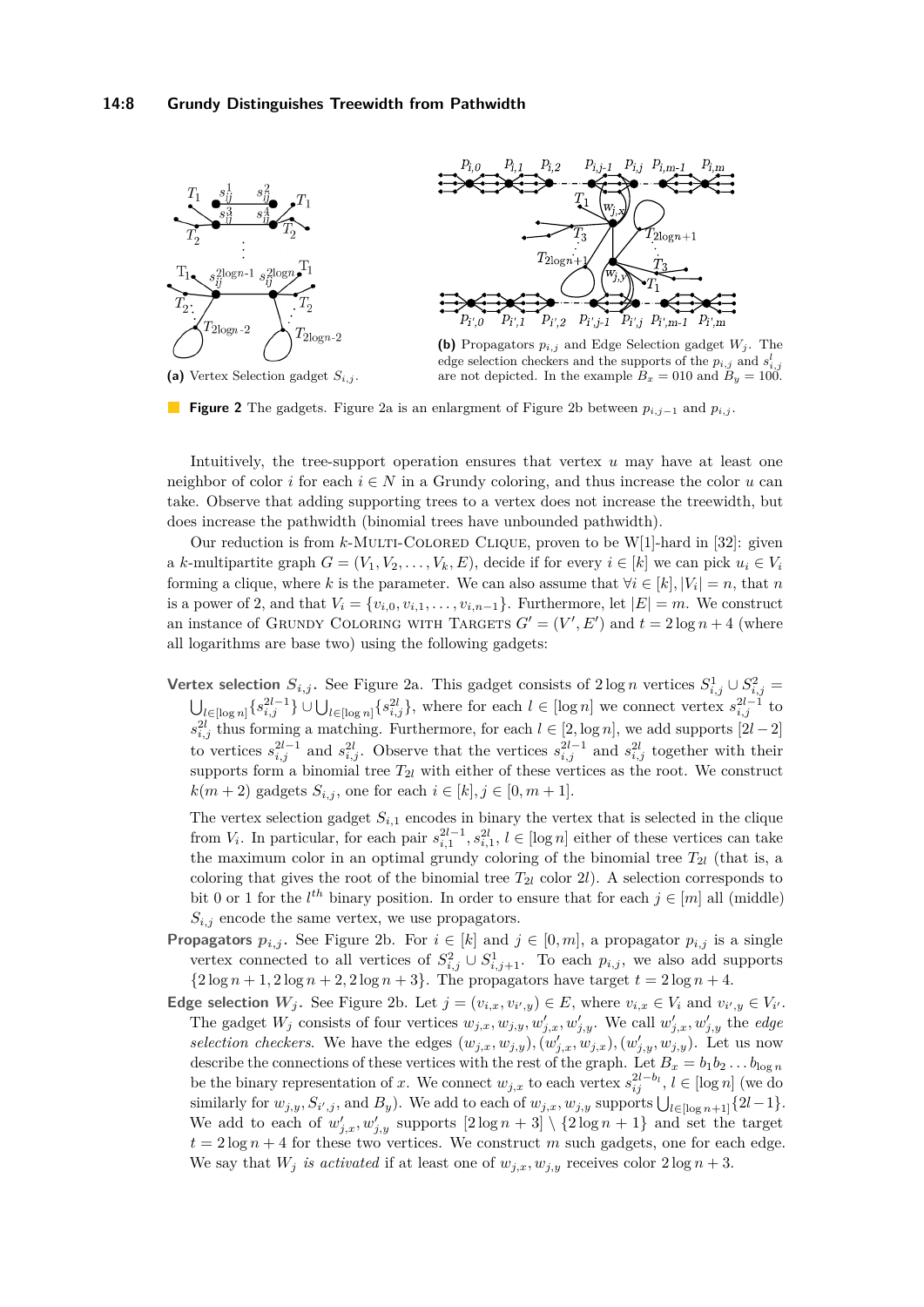**(a)** Vertex Selection gadget $S_{i,j}$.

**(b)** Propagators $p_{i,j}$ and Edge Selection gadget $W_j$. The edge selection checkers and the supports of the $p_{i,j}$ and $s^l_{i,j}$ are not depicted. In the example $B_x = 010$ and $B_y = 100$.

**Figure 2** The gadgets. Figure 2a is an enlargment of Figure 2b between $p_{i,j-1}$ and $p_{i,j}$.

Intuitively, the tree-support operation ensures that vertex $u$ may have at least one neighbor of color $i$ for each $i \in N$ in a Grundy coloring, and thus increase the color $u$ can take. Observe that adding supporting trees to a vertex does not increase the treewidth, but does increase the pathwidth (binomial trees have unbounded pathwidth).

Our reduction is from $k$-Multi-Colored Clique, proven to be W[1]-hard in [32]: given a $k$-multipartite graph $G = (V_1, V_2, \ldots, V_k, E)$, decide if for every $i \in [k]$ we can pick $u_i \in V_i$ forming a clique, where $k$ is the parameter. We can also assume that $\forall i \in [k], |V_i| = n$, that $n$ is a power of 2, and that $V_i = \{v_{i,0}, v_{i,1}, \ldots, v_{i,n-1}\}$. Furthermore, let $|E| = m$. We construct an instance of Grundy Coloring with Targets $G' = (V', E')$ and $t = 2\log n + 4$ (where all logarithms are base two) using the following gadgets:

**Vertex selection $S_{i,j}$.** See Figure 2a. This gadget consists of $2\log n$ vertices $S^1_{i,j} \cup S^2_{i,j} = \bigcup_{l \in [\log n]} \{s^{2l-1}_{i,j}\} \cup \bigcup_{l \in [\log n]} \{s^{2l}_{i,j}\}$, where for each $l \in [\log n]$ we connect vertex $s^{2l-1}_{i,j}$ to $s^{2l}_{i,j}$ thus forming a matching. Furthermore, for each $l \in [2, \log n]$, we add supports $[2l-2]$ to vertices $s^{2l-1}_{i,j}$ and $s^{2l}_{i,j}$. Observe that the vertices $s^{2l-1}_{i,j}$ and $s^{2l}_{i,j}$ together with their supports form a binomial tree $T_{2l}$ with either of these vertices as the root. We construct $k(m+2)$ gadgets $S_{i,j}$, one for each $i \in [k], j \in [0, m+1]$.

The vertex selection gadget $S_{i,1}$ encodes in binary the vertex that is selected in the clique from $V_i$. In particular, for each pair $s^{2l-1}_{i,1}, s^{2l}_{i,1}$, $l \in [\log n]$ either of these vertices can take the maximum color in an optimal grundy coloring of the binomial tree $T_{2l}$ (that is, a coloring that gives the root of the binomial tree $T_{2l}$ color $2l$). A selection corresponds to bit 0 or 1 for the $l^{th}$ binary position. In order to ensure that for each $j \in [m]$ all (middle) $S_{i,j}$ encode the same vertex, we use propagators.

**Propagators $p_{i,j}$.** See Figure 2b. For $i \in [k]$ and $j \in [0, m]$, a propagator $p_{i,j}$ is a single vertex connected to all vertices of $S^2_{i,j} \cup S^1_{i,j+1}$. To each $p_{i,j}$, we also add supports $\{2\log n + 1, 2\log n + 2, 2\log n + 3\}$. The propagators have target $t = 2\log n + 4$.

**Edge selection $W_j$.** See Figure 2b. Let $j = (v_{i,x}, v_{i',y}) \in E$, where $v_{i,x} \in V_i$ and $v_{i',y} \in V_{i'}$. The gadget $W_j$ consists of four vertices $w_{j,x}, w_{j,y}, w'_{j,x}, w'_{j,y}$. We call $w'_{j,x}, w'_{j,y}$ the *edge selection checkers*. We have the edges $(w_{j,x}, w_{j,y}), (w'_{j,x}, w_{j,x}), (w'_{j,y}, w_{j,y})$. Let us now describe the connections of these vertices with the rest of the graph. Let $B_x = b_1 b_2 \ldots b_{\log n}$ be the binary representation of $x$. We connect $w_{j,x}$ to each vertex $s^{2l-b_l}_{ij}$, $l \in [\log n]$ (we do similarly for $w_{j,y}, S_{i',j}$, and $B_y$). We add to each of $w_{j,x}, w_{j,y}$ supports $\bigcup_{l \in [\log n+1]} \{2l-1\}$. We add to each of $w'_{j,x}, w'_{j,y}$ supports $[2\log n + 3] \setminus \{2\log n + 1\}$ and set the target $t = 2\log n + 4$ for these two vertices. We construct $m$ such gadgets, one for each edge. We say that $W_j$ *is activated* if at least one of $w_{j,x}, w_{j,y}$ receives color $2\log n + 3$.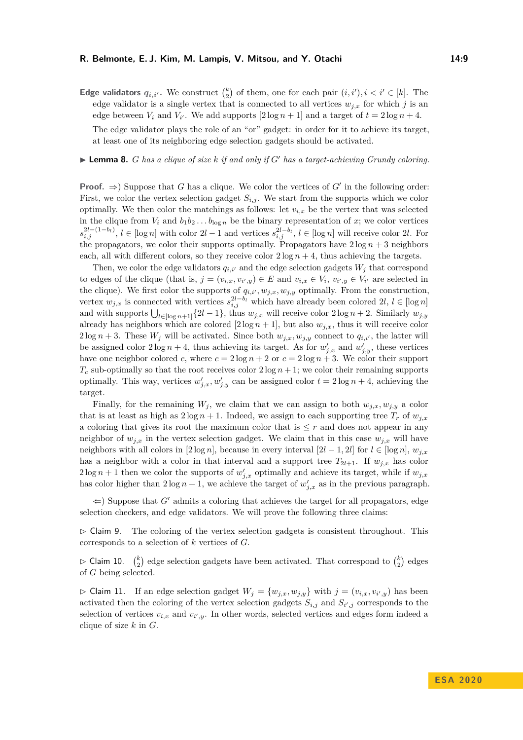**Edge validators $q_{i,i'}$.** We construct $\binom{k}{2}$ of them, one for each pair $(i,i'), i < i' \in [k]$. The edge validator is a single vertex that is connected to all vertices $w_{j,x}$ for which $j$ is an edge between $V_i$ and $V_{i'}$. We add supports $[2\log n + 1]$ and a target of $t = 2\log n + 4$.

The edge validator plays the role of an "or" gadget: in order for it to achieve its target, at least one of its neighboring edge selection gadgets should be activated.

▶ **Lemma 8.** *$G$ has a clique of size $k$ if and only if $G'$ has a target-achieving Grundy coloring.*

**Proof.** ⇒) Suppose that $G$ has a clique. We color the vertices of $G'$ in the following order: First, we color the vertex selection gadget $S_{i,j}$. We start from the supports which we color optimally. We then color the matchings as follows: let $v_{i,x}$ be the vertex that was selected in the clique from $V_i$ and $b_1 b_2 \dots b_{\log n}$ be the binary representation of $x$; we color vertices $s_{i,j}^{2l-(1-b_l)}$, $l \in [\log n]$ with color $2l-1$ and vertices $s_{i,j}^{2l-b_l}$, $l \in [\log n]$ will receive color $2l$. For the propagators, we color their supports optimally. Propagators have $2\log n + 3$ neighbors each, all with different colors, so they receive color $2\log n + 4$, thus achieving the targets.

Then, we color the edge validators $q_{i,i'}$ and the edge selection gadgets $W_j$ that correspond to edges of the clique (that is, $j = (v_{i,x}, v_{i',y}) \in E$ and $v_{i,x} \in V_i$, $v_{i',y} \in V_{i'}$ are selected in the clique). We first color the supports of $q_{i,i'}, w_{j,x}, w_{j,y}$ optimally. From the construction, vertex $w_{j,x}$ is connected with vertices $s_{i,j}^{2l-b_l}$ which have already been colored $2l$, $l \in [\log n]$ and with supports $\bigcup_{l \in [\log n+1]} \{2l-1\}$, thus $w_{j,x}$ will receive color $2\log n + 2$. Similarly $w_{j,y}$ already has neighbors which are colored $[2\log n + 1]$, but also $w_{j,x}$, thus it will receive color $2\log n + 3$. These $W_j$ will be activated. Since both $w_{j,x}, w_{j,y}$ connect to $q_{i,i'}$, the latter will be assigned color $2\log n + 4$, thus achieving its target. As for $w'_{j,x}$ and $w'_{j,y}$, these vertices have one neighbor colored $c$, where $c = 2\log n + 2$ or $c = 2\log n + 3$. We color their support $T_c$ sub-optimally so that the root receives color $2\log n + 1$; we color their remaining supports optimally. This way, vertices $w'_{j,x}, w'_{j,y}$ can be assigned color $t = 2\log n + 4$, achieving the target.

Finally, for the remaining $W_j$, we claim that we can assign to both $w_{j,x}, w_{j,y}$ a color that is at least as high as $2\log n + 1$. Indeed, we assign to each supporting tree $T_r$ of $w_{j,x}$ a coloring that gives its root the maximum color that is $\leq r$ and does not appear in any neighbor of $w_{j,x}$ in the vertex selection gadget. We claim that in this case $w_{j,x}$ will have neighbors with all colors in $[2\log n]$, because in every interval $[2l-1, 2l]$ for $l \in [\log n]$, $w_{j,x}$ has a neighbor with a color in that interval and a support tree $T_{2l+1}$. If $w_{j,x}$ has color $2\log n + 1$ then we color the supports of $w'_{j,x}$ optimally and achieve its target, while if $w_{j,x}$ has color higher than $2\log n + 1$, we achieve the target of $w'_{j,x}$ as in the previous paragraph.

⇐) Suppose that $G'$ admits a coloring that achieves the target for all propagators, edge selection checkers, and edge validators. We will prove the following three claims:

▷ Claim 9. The coloring of the vertex selection gadgets is consistent throughout. This corresponds to a selection of $k$ vertices of $G$.

▷ Claim 10. $\binom{k}{2}$ edge selection gadgets have been activated. That correspond to $\binom{k}{2}$ edges of $G$ being selected.

▷ Claim 11. If an edge selection gadget $W_j = \{w_{j,x}, w_{j,y}\}$ with $j = (v_{i,x}, v_{i',y})$ has been activated then the coloring of the vertex selection gadgets $S_{i,j}$ and $S_{i',j}$ corresponds to the selection of vertices $v_{i,x}$ and $v_{i',y}$. In other words, selected vertices and edges form indeed a clique of size $k$ in $G$.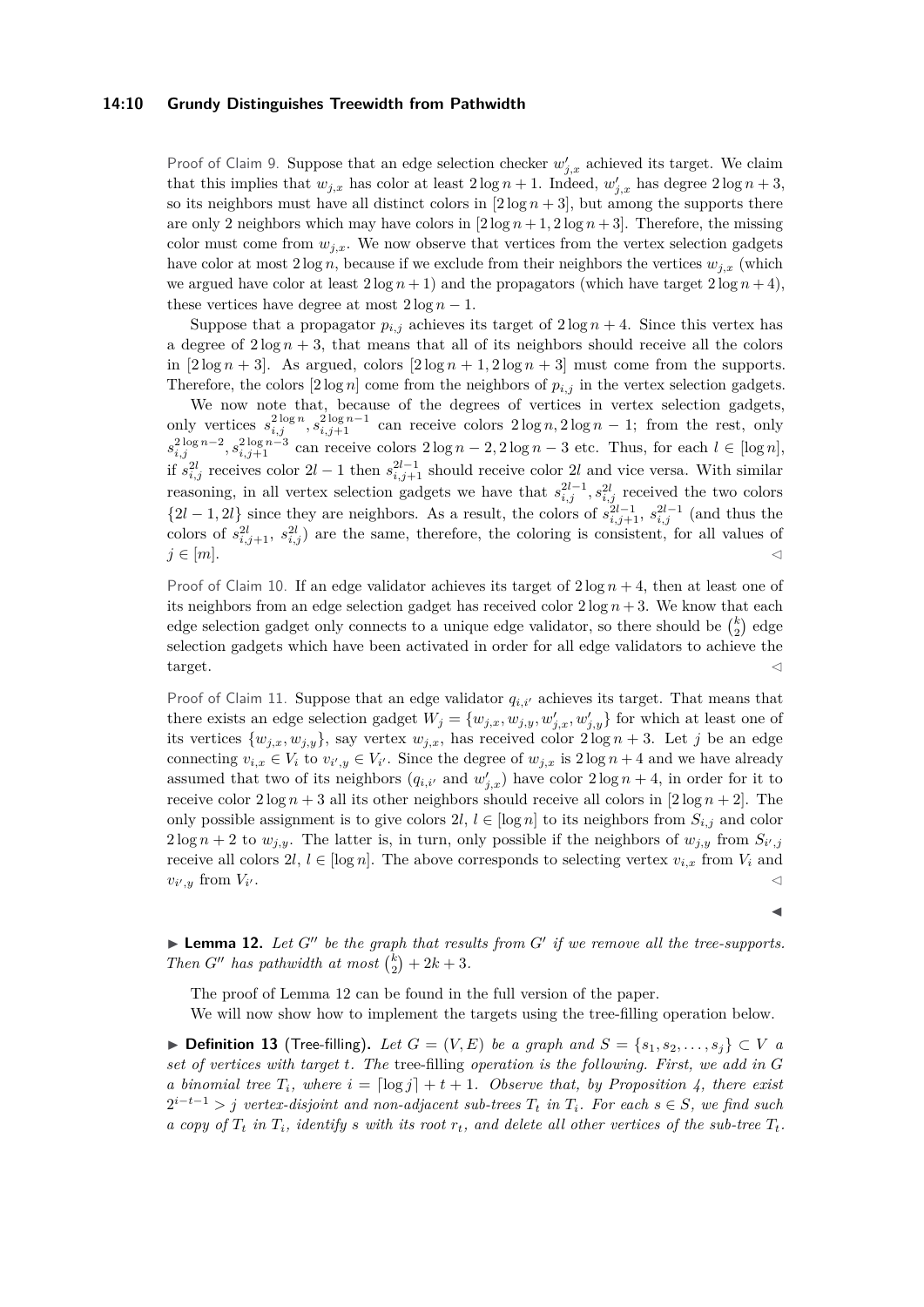Proof of Claim 9. Suppose that an edge selection checker $w'_{j,x}$ achieved its target. We claim that this implies that $w_{j,x}$ has color at least $2\log n + 1$. Indeed, $w'_{j,x}$ has degree $2\log n + 3$, so its neighbors must have all distinct colors in $[2\log n + 3]$, but among the supports there are only 2 neighbors which may have colors in $[2\log n + 1, 2\log n + 3]$. Therefore, the missing color must come from $w_{j,x}$. We now observe that vertices from the vertex selection gadgets have color at most $2\log n$, because if we exclude from their neighbors the vertices $w_{j,x}$ (which we argued have color at least $2\log n + 1$) and the propagators (which have target $2\log n + 4$), these vertices have degree at most $2\log n - 1$.

Suppose that a propagator $p_{i,j}$ achieves its target of $2\log n + 4$. Since this vertex has a degree of $2\log n + 3$, that means that all of its neighbors should receive all the colors in $[2\log n + 3]$. As argued, colors $[2\log n + 1, 2\log n + 3]$ must come from the supports. Therefore, the colors $[2\log n]$ come from the neighbors of $p_{i,j}$ in the vertex selection gadgets.

We now note that, because of the degrees of vertices in vertex selection gadgets, only vertices $s_{i,j}^{2\log n}, s_{i,j+1}^{2\log n-1}$ can receive colors $2\log n, 2\log n - 1$; from the rest, only $s_{i,j}^{2\log n-2}, s_{i,j+1}^{2\log n-3}$ can receive colors $2\log n - 2, 2\log n - 3$ etc. Thus, for each $l \in [\log n]$, if $s_{i,j}^{2l}$ receives color $2l - 1$ then $s_{i,j+1}^{2l-1}$ should receive color $2l$ and vice versa. With similar reasoning, in all vertex selection gadgets we have that $s_{i,j}^{2l-1}, s_{i,j}^{2l}$ received the two colors $\{2l-1, 2l\}$ since they are neighbors. As a result, the colors of $s_{i,j+1}^{2l-1}$, $s_{i,j}^{2l-1}$ (and thus the colors of $s_{i,j+1}^{2l}$, $s_{i,j}^{2l}$) are the same, therefore, the coloring is consistent, for all values of $j \in [m]$. ◁

Proof of Claim 10. If an edge validator achieves its target of $2\log n + 4$, then at least one of its neighbors from an edge selection gadget has received color $2\log n + 3$. We know that each edge selection gadget only connects to a unique edge validator, so there should be $\binom{k}{2}$ edge selection gadgets which have been activated in order for all edge validators to achieve the target. ◁

Proof of Claim 11. Suppose that an edge validator $q_{i,i'}$ achieves its target. That means that there exists an edge selection gadget $W_j = \{w_{j,x}, w_{j,y}, w'_{j,x}, w'_{j,y}\}$ for which at least one of its vertices $\{w_{j,x}, w_{j,y}\}$, say vertex $w_{j,x}$, has received color $2\log n + 3$. Let $j$ be an edge connecting $v_{i,x} \in V_i$ to $v_{i',y} \in V_{i'}$. Since the degree of $w_{j,x}$ is $2\log n + 4$ and we have already assumed that two of its neighbors ($q_{i,i'}$ and $w'_{j,x}$) have color $2\log n + 4$, in order for it to receive color $2\log n + 3$ all its other neighbors should receive all colors in $[2\log n + 2]$. The only possible assignment is to give colors $2l$, $l \in [\log n]$ to its neighbors from $S_{i,j}$ and color $2\log n + 2$ to $w_{j,y}$. The latter is, in turn, only possible if the neighbors of $w_{j,y}$ from $S_{i',j}$ receive all colors $2l$, $l \in [\log n]$. The above corresponds to selecting vertex $v_{i,x}$ from $V_i$ and $v_{i',y}$ from $V_{i'}$. ◁

◀

▶ **Lemma 12.** *Let $G''$ be the graph that results from $G'$ if we remove all the tree-supports. Then $G''$ has pathwidth at most $\binom{k}{2} + 2k + 3$.*

The proof of Lemma 12 can be found in the full version of the paper.

We will now show how to implement the targets using the tree-filling operation below.

▶ **Definition 13** (Tree-filling). *Let $G = (V, E)$ be a graph and $S = \{s_1, s_2, \ldots, s_j\} \subset V$ a set of vertices with target $t$. The* tree-filling *operation is the following. First, we add in $G$ a binomial tree $T_i$, where $i = \lceil \log j \rceil + t + 1$. Observe that, by Proposition 4, there exist $2^{i-t-1} > j$ vertex-disjoint and non-adjacent sub-trees $T_t$ in $T_i$. For each $s \in S$, we find such a copy of $T_t$ in $T_i$, identify $s$ with its root $r_t$, and delete all other vertices of the sub-tree $T_t$.*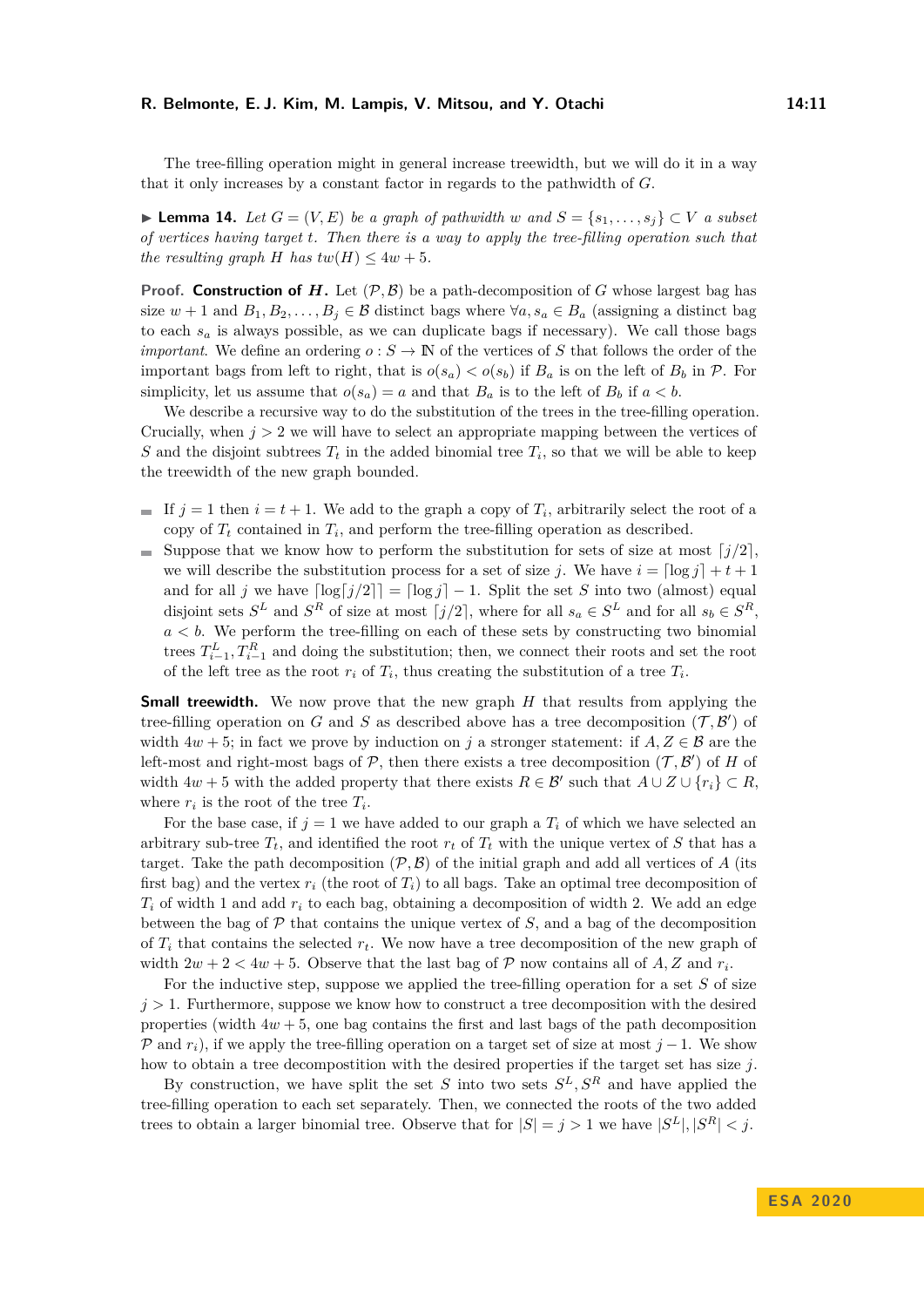The tree-filling operation might in general increase treewidth, but we will do it in a way that it only increases by a constant factor in regards to the pathwidth of $G$.

▶ **Lemma 14.** *Let $G = (V, E)$ be a graph of pathwidth $w$ and $S = \{s_1, \ldots, s_j\} \subset V$ a subset of vertices having target $t$. Then there is a way to apply the tree-filling operation such that the resulting graph $H$ has $tw(H) \leq 4w + 5$.*

**Proof. Construction of $H$.** Let $(\mathcal{P}, \mathcal{B})$ be a path-decomposition of $G$ whose largest bag has size $w + 1$ and $B_1, B_2, \ldots, B_j \in \mathcal{B}$ distinct bags where $\forall a, s_a \in B_a$ (assigning a distinct bag to each $s_a$ is always possible, as we can duplicate bags if necessary). We call those bags *important*. We define an ordering $o : S \to \mathbb{N}$ of the vertices of $S$ that follows the order of the important bags from left to right, that is $o(s_a) < o(s_b)$ if $B_a$ is on the left of $B_b$ in $\mathcal{P}$. For simplicity, let us assume that $o(s_a) = a$ and that $B_a$ is to the left of $B_b$ if $a < b$.

We describe a recursive way to do the substitution of the trees in the tree-filling operation. Crucially, when $j > 2$ we will have to select an appropriate mapping between the vertices of $S$ and the disjoint subtrees $T_t$ in the added binomial tree $T_i$, so that we will be able to keep the treewidth of the new graph bounded.

- If $j = 1$ then $i = t + 1$. We add to the graph a copy of $T_i$, arbitrarily select the root of a copy of $T_t$ contained in $T_i$, and perform the tree-filling operation as described.
- Suppose that we know how to perform the substitution for sets of size at most $\lceil j/2 \rceil$, we will describe the substitution process for a set of size $j$. We have $i = \lceil \log j \rceil + t + 1$ and for all $j$ we have $\lceil \log \lceil j/2 \rceil \rceil = \lceil \log j \rceil - 1$. Split the set $S$ into two (almost) equal disjoint sets $S^L$ and $S^R$ of size at most $\lceil j/2 \rceil$, where for all $s_a \in S^L$ and for all $s_b \in S^R$, $a < b$. We perform the tree-filling on each of these sets by constructing two binomial trees $T^L_{i-1}, T^R_{i-1}$ and doing the substitution; then, we connect their roots and set the root of the left tree as the root $r_i$ of $T_i$, thus creating the substitution of a tree $T_i$.

**Small treewidth.** We now prove that the new graph $H$ that results from applying the tree-filling operation on $G$ and $S$ as described above has a tree decomposition $(\mathcal{T}, \mathcal{B}')$ of width $4w + 5$; in fact we prove by induction on $j$ a stronger statement: if $A, Z \in \mathcal{B}$ are the left-most and right-most bags of $\mathcal{P}$, then there exists a tree decomposition $(\mathcal{T}, \mathcal{B}')$ of $H$ of width $4w + 5$ with the added property that there exists $R \in \mathcal{B}'$ such that $A \cup Z \cup \{r_i\} \subset R$, where $r_i$ is the root of the tree $T_i$.

For the base case, if $j = 1$ we have added to our graph a $T_i$ of which we have selected an arbitrary sub-tree $T_t$, and identified the root $r_t$ of $T_t$ with the unique vertex of $S$ that has a target. Take the path decomposition $(\mathcal{P}, \mathcal{B})$ of the initial graph and add all vertices of $A$ (its first bag) and the vertex $r_i$ (the root of $T_i$) to all bags. Take an optimal tree decomposition of $T_i$ of width 1 and add $r_i$ to each bag, obtaining a decomposition of width 2. We add an edge between the bag of $\mathcal{P}$ that contains the unique vertex of $S$, and a bag of the decomposition of $T_i$ that contains the selected $r_t$. We now have a tree decomposition of the new graph of width $2w + 2 < 4w + 5$. Observe that the last bag of $\mathcal{P}$ now contains all of $A, Z$ and $r_i$.

For the inductive step, suppose we applied the tree-filling operation for a set $S$ of size $j > 1$. Furthermore, suppose we know how to construct a tree decomposition with the desired properties (width $4w + 5$, one bag contains the first and last bags of the path decomposition $\mathcal{P}$ and $r_i$), if we apply the tree-filling operation on a target set of size at most $j - 1$. We show how to obtain a tree decompostition with the desired properties if the target set has size $j$.

By construction, we have split the set $S$ into two sets $S^L, S^R$ and have applied the tree-filling operation to each set separately. Then, we connected the roots of the two added trees to obtain a larger binomial tree. Observe that for $|S| = j > 1$ we have $|S^L|, |S^R| < j$.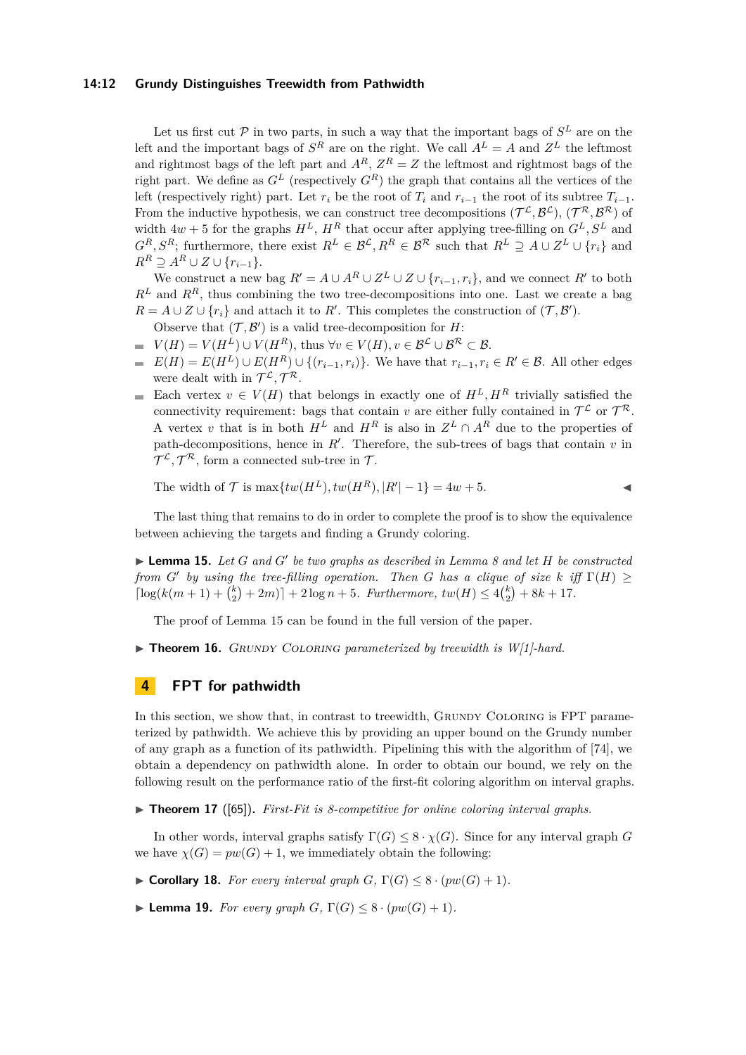Let us first cut $\mathcal{P}$ in two parts, in such a way that the important bags of $S^L$ are on the left and the important bags of $S^R$ are on the right. We call $A^L = A$ and $Z^L$ the leftmost and rightmost bags of the left part and $A^R$, $Z^R = Z$ the leftmost and rightmost bags of the right part. We define as $G^L$ (respectively $G^R$) the graph that contains all the vertices of the left (respectively right) part. Let $r_i$ be the root of $T_i$ and $r_{i-1}$ the root of its subtree $T_{i-1}$. From the inductive hypothesis, we can construct tree decompositions $(\mathcal{T}^{\mathcal{L}}, \mathcal{B}^{\mathcal{L}})$, $(\mathcal{T}^{\mathcal{R}}, \mathcal{B}^{\mathcal{R}})$ of width $4w + 5$ for the graphs $H^L$, $H^R$ that occur after applying tree-filling on $G^L, S^L$ and $G^R, S^R$; furthermore, there exist $R^L \in \mathcal{B}^{\mathcal{L}}, R^R \in \mathcal{B}^{\mathcal{R}}$ such that $R^L \supseteq A \cup Z^L \cup \{r_i\}$ and $R^R \supseteq A^R \cup Z \cup \{r_{i-1}\}$.

We construct a new bag $R' = A \cup A^R \cup Z^L \cup Z \cup \{r_{i-1}, r_i\}$, and we connect $R'$ to both $R^L$ and $R^R$, thus combining the two tree-decompositions into one. Last we create a bag $R = A \cup Z \cup \{r_i\}$ and attach it to $R'$. This completes the construction of $(\mathcal{T}, \mathcal{B}')$.

Observe that $(\mathcal{T}, \mathcal{B}')$ is a valid tree-decomposition for $H$:

- $V(H) = V(H^L) \cup V(H^R)$, thus $\forall v \in V(H), v \in \mathcal{B}^{\mathcal{L}} \cup \mathcal{B}^{\mathcal{R}} \subset \mathcal{B}$.
- $E(H) = E(H^L) \cup E(H^R) \cup \{(r_{i-1}, r_i)\}$. We have that $r_{i-1}, r_i \in R' \in \mathcal{B}$. All other edges were dealt with in $\mathcal{T}^{\mathcal{L}}, \mathcal{T}^{\mathcal{R}}$.
- Each vertex $v \in V(H)$ that belongs in exactly one of $H^L, H^R$ trivially satisfied the connectivity requirement: bags that contain $v$ are either fully contained in $\mathcal{T}^{\mathcal{L}}$ or $\mathcal{T}^{\mathcal{R}}$. A vertex $v$ that is in both $H^L$ and $H^R$ is also in $Z^L \cap A^R$ due to the properties of path-decompositions, hence in $R'$. Therefore, the sub-trees of bags that contain $v$ in $\mathcal{T}^{\mathcal{L}}, \mathcal{T}^{\mathcal{R}}$, form a connected sub-tree in $\mathcal{T}$.

The width of $\mathcal{T}$ is $\max\{tw(H^L), tw(H^R), |R'| - 1\} = 4w + 5$. ◂

The last thing that remains to do in order to complete the proof is to show the equivalence between achieving the targets and finding a Grundy coloring.

▶ **Lemma 15.** *Let $G$ and $G'$ be two graphs as described in Lemma 8 and let $H$ be constructed from $G'$ by using the tree-filling operation. Then $G$ has a clique of size $k$ iff $\Gamma(H) \geq \lceil \log(k(m+1) + \binom{k}{2} + 2m) \rceil + 2\log n + 5$. Furthermore, $tw(H) \leq 4\binom{k}{2} + 8k + 17$.*

The proof of Lemma 15 can be found in the full version of the paper.

▶ **Theorem 16.** *Grundy Coloring parameterized by treewidth is W[1]-hard.*

# 4 FPT for pathwidth

In this section, we show that, in contrast to treewidth, Grundy Coloring is FPT parameterized by pathwidth. We achieve this by providing an upper bound on the Grundy number of any graph as a function of its pathwidth. Pipelining this with the algorithm of [74], we obtain a dependency on pathwidth alone. In order to obtain our bound, we rely on the following result on the performance ratio of the first-fit coloring algorithm on interval graphs.

▶ **Theorem 17** ([65]). *First-Fit is 8-competitive for online coloring interval graphs.*

In other words, interval graphs satisfy $\Gamma(G) \leq 8 \cdot \chi(G)$. Since for any interval graph $G$ we have $\chi(G) = pw(G) + 1$, we immediately obtain the following:

▶ **Corollary 18.** *For every interval graph $G$, $\Gamma(G) \leq 8 \cdot (pw(G) + 1)$.*

▶ **Lemma 19.** *For every graph $G$, $\Gamma(G) \leq 8 \cdot (pw(G) + 1)$.*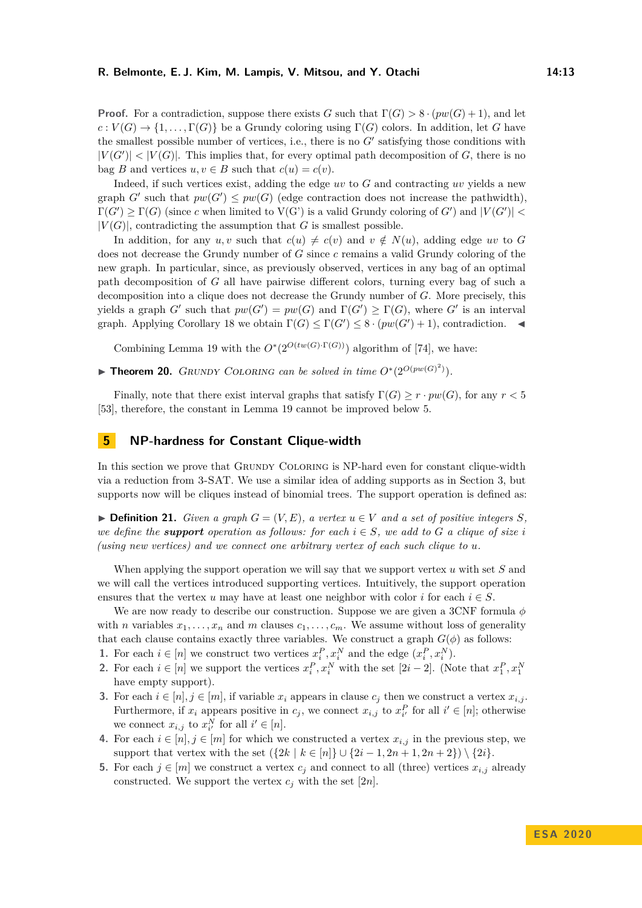**Proof.** For a contradiction, suppose there exists $G$ such that $\Gamma(G) > 8 \cdot (pw(G)+1)$, and let $c : V(G) \to \{1, \dots, \Gamma(G)\}$ be a Grundy coloring using $\Gamma(G)$ colors. In addition, let $G$ have the smallest possible number of vertices, i.e., there is no $G'$ satisfying those conditions with $|V(G')| < |V(G)|$. This implies that, for every optimal path decomposition of $G$, there is no bag $B$ and vertices $u, v \in B$ such that $c(u) = c(v)$.

Indeed, if such vertices exist, adding the edge $uv$ to $G$ and contracting $uv$ yields a new graph $G'$ such that $pw(G') \le pw(G)$ (edge contraction does not increase the pathwidth), $\Gamma(G') \ge \Gamma(G)$ (since $c$ when limited to V(G') is a valid Grundy coloring of $G'$) and $|V(G')| < |V(G)|$, contradicting the assumption that $G$ is smallest possible.

In addition, for any $u, v$ such that $c(u) \ne c(v)$ and $v \notin N(u)$, adding edge $uv$ to $G$ does not decrease the Grundy number of $G$ since $c$ remains a valid Grundy coloring of the new graph. In particular, since, as previously observed, vertices in any bag of an optimal path decomposition of $G$ all have pairwise different colors, turning every bag of such a decomposition into a clique does not decrease the Grundy number of $G$. More precisely, this yields a graph $G'$ such that $pw(G') = pw(G)$ and $\Gamma(G') \ge \Gamma(G)$, where $G'$ is an interval graph. Applying Corollary 18 we obtain $\Gamma(G) \le \Gamma(G') \le 8 \cdot (pw(G')+1)$, contradiction. ◀

Combining Lemma 19 with the $O^*(2^{O(tw(G)\cdot\Gamma(G))})$ algorithm of [74], we have:

▶ **Theorem 20.** *Grundy Coloring can be solved in time $O^*(2^{O(pw(G)^2)})$.*

Finally, note that there exist interval graphs that satisfy $\Gamma(G) \ge r \cdot pw(G)$, for any $r < 5$ [53], therefore, the constant in Lemma 19 cannot be improved below 5.

## 5 NP-hardness for Constant Clique-width

In this section we prove that Grundy Coloring is NP-hard even for constant clique-width via a reduction from 3-SAT. We use a similar idea of adding supports as in Section 3, but supports now will be cliques instead of binomial trees. The support operation is defined as:

▶ **Definition 21.** *Given a graph $G = (V, E)$, a vertex $u \in V$ and a set of positive integers $S$, we define the **support** operation as follows: for each $i \in S$, we add to $G$ a clique of size $i$ (using new vertices) and we connect one arbitrary vertex of each such clique to $u$.*

When applying the support operation we will say that we support vertex $u$ with set $S$ and we will call the vertices introduced supporting vertices. Intuitively, the support operation ensures that the vertex $u$ may have at least one neighbor with color $i$ for each $i \in S$.

We are now ready to describe our construction. Suppose we are given a 3CNF formula $\phi$ with $n$ variables $x_1, \dots, x_n$ and $m$ clauses $c_1, \dots, c_m$. We assume without loss of generality that each clause contains exactly three variables. We construct a graph $G(\phi)$ as follows:

1. For each $i \in [n]$ we construct two vertices $x_i^P, x_i^N$ and the edge $(x_i^P, x_i^N)$.
2. For each $i \in [n]$ we support the vertices $x_i^P, x_i^N$ with the set $[2i-2]$. (Note that $x_1^P, x_1^N$ have empty support).
3. For each $i \in [n], j \in [m]$, if variable $x_i$ appears in clause $c_j$ then we construct a vertex $x_{i,j}$. Furthermore, if $x_i$ appears positive in $c_j$, we connect $x_{i,j}$ to $x_{i'}^P$ for all $i' \in [n]$; otherwise we connect $x_{i,j}$ to $x_{i'}^N$ for all $i' \in [n]$.
4. For each $i \in [n], j \in [m]$ for which we constructed a vertex $x_{i,j}$ in the previous step, we support that vertex with the set $(\{2k \mid k \in [n]\} \cup \{2i-1, 2n+1, 2n+2\}) \setminus \{2i\}$.
5. For each $j \in [m]$ we construct a vertex $c_j$ and connect to all (three) vertices $x_{i,j}$ already constructed. We support the vertex $c_j$ with the set $[2n]$.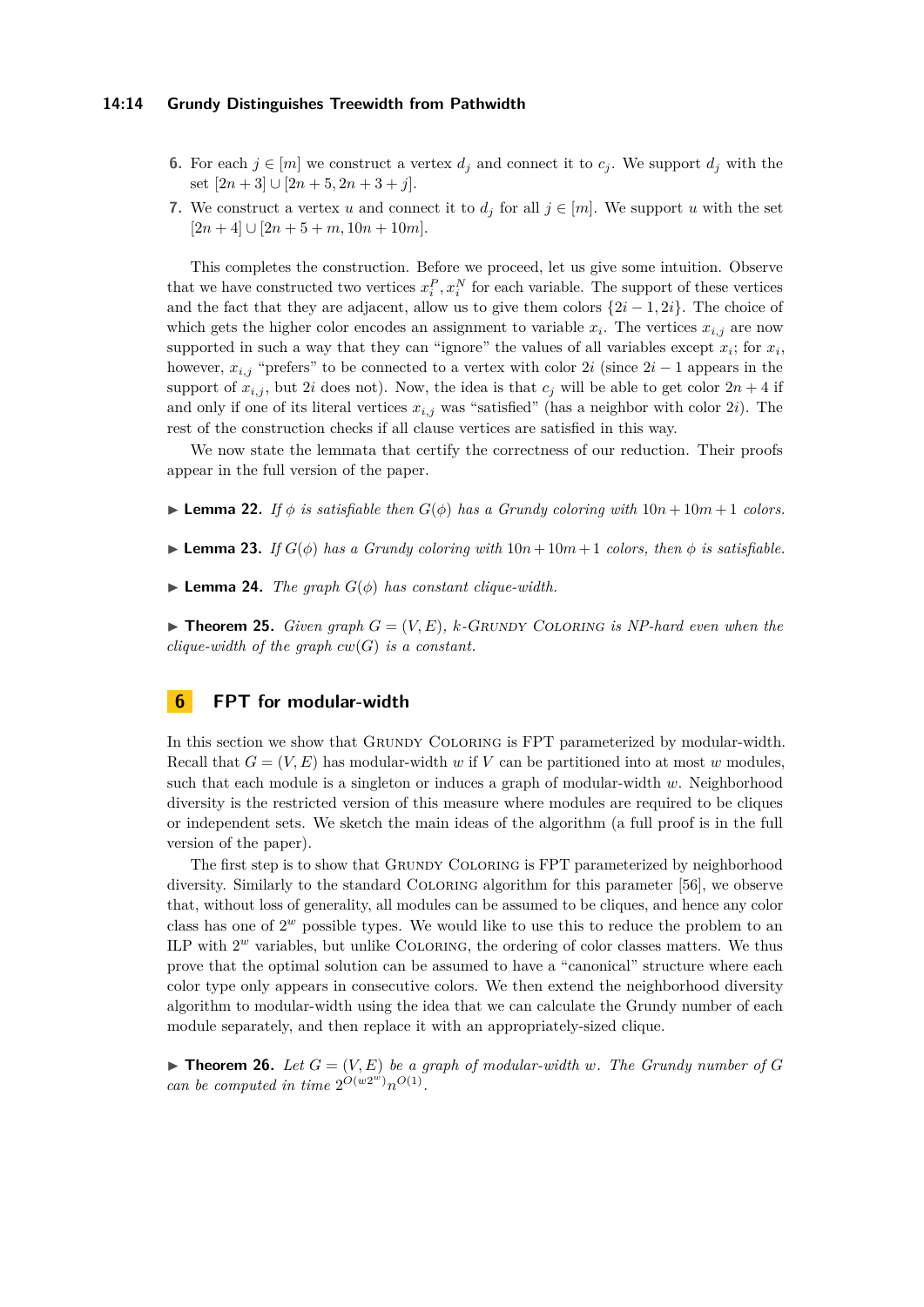6. For each $j \in [m]$ we construct a vertex $d_j$ and connect it to $c_j$. We support $d_j$ with the set $[2n+3] \cup [2n+5, 2n+3+j]$.
7. We construct a vertex $u$ and connect it to $d_j$ for all $j \in [m]$. We support $u$ with the set $[2n+4] \cup [2n+5+m, 10n+10m]$.

This completes the construction. Before we proceed, let us give some intuition. Observe that we have constructed two vertices $x_i^P, x_i^N$ for each variable. The support of these vertices and the fact that they are adjacent, allow us to give them colors $\{2i-1, 2i\}$. The choice of which gets the higher color encodes an assignment to variable $x_i$. The vertices $x_{i,j}$ are now supported in such a way that they can "ignore" the values of all variables except $x_i$; for $x_i$, however, $x_{i,j}$ "prefers" to be connected to a vertex with color $2i$ (since $2i-1$ appears in the support of $x_{i,j}$, but $2i$ does not). Now, the idea is that $c_j$ will be able to get color $2n+4$ if and only if one of its literal vertices $x_{i,j}$ was "satisfied" (has a neighbor with color $2i$). The rest of the construction checks if all clause vertices are satisfied in this way.

We now state the lemmata that certify the correctness of our reduction. Their proofs appear in the full version of the paper.

▶ **Lemma 22.** *If $\phi$ is satisfiable then $G(\phi)$ has a Grundy coloring with $10n+10m+1$ colors.*

▶ **Lemma 23.** *If $G(\phi)$ has a Grundy coloring with $10n+10m+1$ colors, then $\phi$ is satisfiable.*

▶ **Lemma 24.** *The graph $G(\phi)$ has constant clique-width.*

▶ **Theorem 25.** *Given graph $G = (V, E)$, $k$-Grundy Coloring is NP-hard even when the clique-width of the graph $cw(G)$ is a constant.*

## 6 FPT for modular-width

In this section we show that Grundy Coloring is FPT parameterized by modular-width. Recall that $G = (V, E)$ has modular-width $w$ if $V$ can be partitioned into at most $w$ modules, such that each module is a singleton or induces a graph of modular-width $w$. Neighborhood diversity is the restricted version of this measure where modules are required to be cliques or independent sets. We sketch the main ideas of the algorithm (a full proof is in the full version of the paper).

The first step is to show that Grundy Coloring is FPT parameterized by neighborhood diversity. Similarly to the standard Coloring algorithm for this parameter [56], we observe that, without loss of generality, all modules can be assumed to be cliques, and hence any color class has one of $2^w$ possible types. We would like to use this to reduce the problem to an ILP with $2^w$ variables, but unlike Coloring, the ordering of color classes matters. We thus prove that the optimal solution can be assumed to have a "canonical" structure where each color type only appears in consecutive colors. We then extend the neighborhood diversity algorithm to modular-width using the idea that we can calculate the Grundy number of each module separately, and then replace it with an appropriately-sized clique.

▶ **Theorem 26.** *Let $G = (V, E)$ be a graph of modular-width $w$. The Grundy number of $G$ can be computed in time $2^{O(w2^w)}n^{O(1)}$.*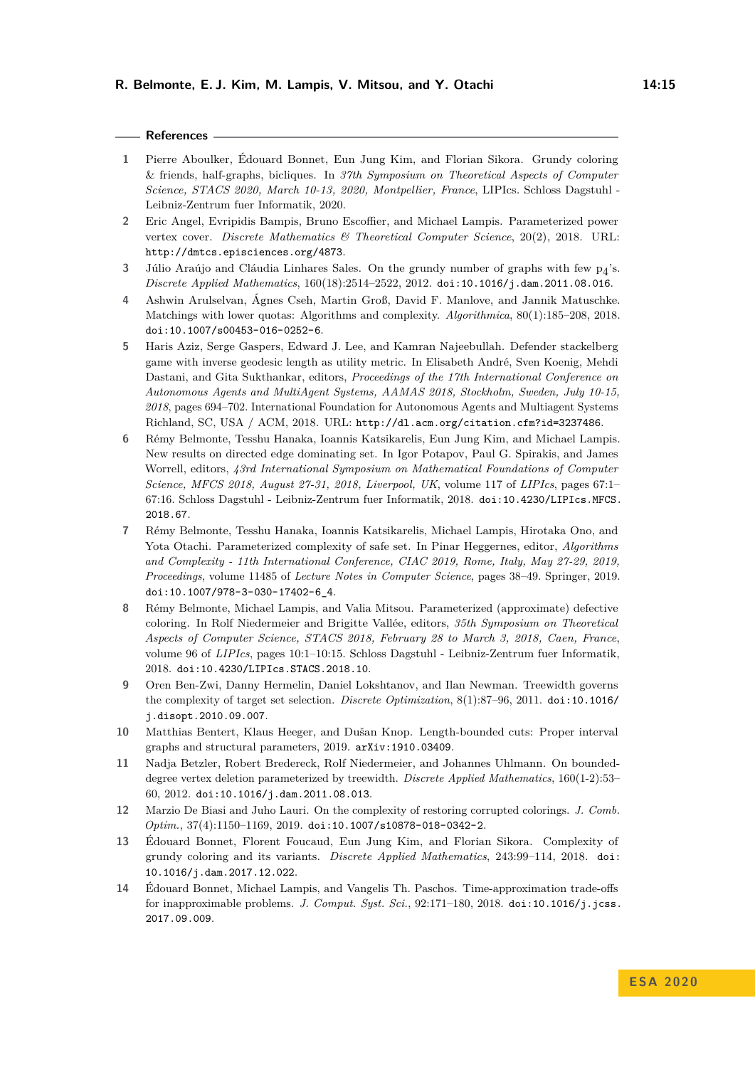## References

1. Pierre Aboulker, Édouard Bonnet, Eun Jung Kim, and Florian Sikora. Grundy coloring & friends, half-graphs, bicliques. In *37th Symposium on Theoretical Aspects of Computer Science, STACS 2020, March 10-13, 2020, Montpellier, France*, LIPIcs. Schloss Dagstuhl - Leibniz-Zentrum fuer Informatik, 2020.
2. Eric Angel, Evripidis Bampis, Bruno Escoffier, and Michael Lampis. Parameterized power vertex cover. *Discrete Mathematics & Theoretical Computer Science*, 20(2), 2018. URL: http://dmtcs.episciences.org/4873.
3. Júlio Araújo and Cláudia Linhares Sales. On the grundy number of graphs with few $p_4$'s. *Discrete Applied Mathematics*, 160(18):2514–2522, 2012. doi:10.1016/j.dam.2011.08.016.
4. Ashwin Arulselvan, Ágnes Cseh, Martin Groß, David F. Manlove, and Jannik Matuschke. Matchings with lower quotas: Algorithms and complexity. *Algorithmica*, 80(1):185–208, 2018. doi:10.1007/s00453-016-0252-6.
5. Haris Aziz, Serge Gaspers, Edward J. Lee, and Kamran Najeebullah. Defender stackelberg game with inverse geodesic length as utility metric. In Elisabeth André, Sven Koenig, Mehdi Dastani, and Gita Sukthankar, editors, *Proceedings of the 17th International Conference on Autonomous Agents and MultiAgent Systems, AAMAS 2018, Stockholm, Sweden, July 10-15, 2018*, pages 694–702. International Foundation for Autonomous Agents and Multiagent Systems Richland, SC, USA / ACM, 2018. URL: http://dl.acm.org/citation.cfm?id=3237486.
6. Rémy Belmonte, Tesshu Hanaka, Ioannis Katsikarelis, Eun Jung Kim, and Michael Lampis. New results on directed edge dominating set. In Igor Potapov, Paul G. Spirakis, and James Worrell, editors, *43rd International Symposium on Mathematical Foundations of Computer Science, MFCS 2018, August 27-31, 2018, Liverpool, UK*, volume 117 of *LIPIcs*, pages 67:1–67:16. Schloss Dagstuhl - Leibniz-Zentrum fuer Informatik, 2018. doi:10.4230/LIPIcs.MFCS.2018.67.
7. Rémy Belmonte, Tesshu Hanaka, Ioannis Katsikarelis, Michael Lampis, Hirotaka Ono, and Yota Otachi. Parameterized complexity of safe set. In Pinar Heggernes, editor, *Algorithms and Complexity - 11th International Conference, CIAC 2019, Rome, Italy, May 27-29, 2019, Proceedings*, volume 11485 of *Lecture Notes in Computer Science*, pages 38–49. Springer, 2019. doi:10.1007/978-3-030-17402-6_4.
8. Rémy Belmonte, Michael Lampis, and Valia Mitsou. Parameterized (approximate) defective coloring. In Rolf Niedermeier and Brigitte Vallée, editors, *35th Symposium on Theoretical Aspects of Computer Science, STACS 2018, February 28 to March 3, 2018, Caen, France*, volume 96 of *LIPIcs*, pages 10:1–10:15. Schloss Dagstuhl - Leibniz-Zentrum fuer Informatik, 2018. doi:10.4230/LIPIcs.STACS.2018.10.
9. Oren Ben-Zwi, Danny Hermelin, Daniel Lokshtanov, and Ilan Newman. Treewidth governs the complexity of target set selection. *Discrete Optimization*, 8(1):87–96, 2011. doi:10.1016/j.disopt.2010.09.007.
10. Matthias Bentert, Klaus Heeger, and Dušan Knop. Length-bounded cuts: Proper interval graphs and structural parameters, 2019. arXiv:1910.03409.
11. Nadja Betzler, Robert Bredereck, Rolf Niedermeier, and Johannes Uhlmann. On bounded-degree vertex deletion parameterized by treewidth. *Discrete Applied Mathematics*, 160(1-2):53–60, 2012. doi:10.1016/j.dam.2011.08.013.
12. Marzio De Biasi and Juho Lauri. On the complexity of restoring corrupted colorings. *J. Comb. Optim.*, 37(4):1150–1169, 2019. doi:10.1007/s10878-018-0342-2.
13. Édouard Bonnet, Florent Foucaud, Eun Jung Kim, and Florian Sikora. Complexity of grundy coloring and its variants. *Discrete Applied Mathematics*, 243:99–114, 2018. doi:10.1016/j.dam.2017.12.022.
14. Édouard Bonnet, Michael Lampis, and Vangelis Th. Paschos. Time-approximation trade-offs for inapproximable problems. *J. Comput. Syst. Sci.*, 92:171–180, 2018. doi:10.1016/j.jcss.2017.09.009.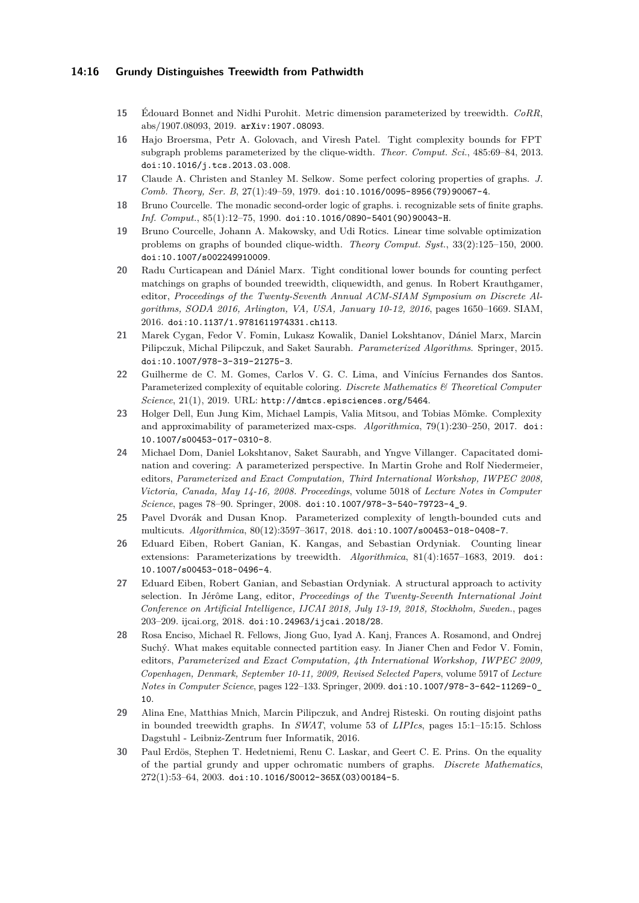15 Édouard Bonnet and Nidhi Purohit. Metric dimension parameterized by treewidth. *CoRR*, abs/1907.08093, 2019. arXiv:1907.08093.

16 Hajo Broersma, Petr A. Golovach, and Viresh Patel. Tight complexity bounds for FPT subgraph problems parameterized by the clique-width. *Theor. Comput. Sci.*, 485:69–84, 2013. doi:10.1016/j.tcs.2013.03.008.

17 Claude A. Christen and Stanley M. Selkow. Some perfect coloring properties of graphs. *J. Comb. Theory, Ser. B*, 27(1):49–59, 1979. doi:10.1016/0095-8956(79)90067-4.

18 Bruno Courcelle. The monadic second-order logic of graphs. i. recognizable sets of finite graphs. *Inf. Comput.*, 85(1):12–75, 1990. doi:10.1016/0890-5401(90)90043-H.

19 Bruno Courcelle, Johann A. Makowsky, and Udi Rotics. Linear time solvable optimization problems on graphs of bounded clique-width. *Theory Comput. Syst.*, 33(2):125–150, 2000. doi:10.1007/s002249910009.

20 Radu Curticapean and Dániel Marx. Tight conditional lower bounds for counting perfect matchings on graphs of bounded treewidth, cliquewidth, and genus. In Robert Krauthgamer, editor, *Proceedings of the Twenty-Seventh Annual ACM-SIAM Symposium on Discrete Algorithms, SODA 2016, Arlington, VA, USA, January 10-12, 2016*, pages 1650–1669. SIAM, 2016. doi:10.1137/1.9781611974331.ch113.

21 Marek Cygan, Fedor V. Fomin, Lukasz Kowalik, Daniel Lokshtanov, Dániel Marx, Marcin Pilipczuk, Michal Pilipczuk, and Saket Saurabh. *Parameterized Algorithms*. Springer, 2015. doi:10.1007/978-3-319-21275-3.

22 Guilherme de C. M. Gomes, Carlos V. G. C. Lima, and Vinícius Fernandes dos Santos. Parameterized complexity of equitable coloring. *Discrete Mathematics & Theoretical Computer Science*, 21(1), 2019. URL: http://dmtcs.episciences.org/5464.

23 Holger Dell, Eun Jung Kim, Michael Lampis, Valia Mitsou, and Tobias Mömke. Complexity and approximability of parameterized max-csps. *Algorithmica*, 79(1):230–250, 2017. doi:10.1007/s00453-017-0310-8.

24 Michael Dom, Daniel Lokshtanov, Saket Saurabh, and Yngve Villanger. Capacitated domination and covering: A parameterized perspective. In Martin Grohe and Rolf Niedermeier, editors, *Parameterized and Exact Computation, Third International Workshop, IWPEC 2008, Victoria, Canada, May 14-16, 2008. Proceedings*, volume 5018 of *Lecture Notes in Computer Science*, pages 78–90. Springer, 2008. doi:10.1007/978-3-540-79723-4_9.

25 Pavel Dvorák and Dusan Knop. Parameterized complexity of length-bounded cuts and multicuts. *Algorithmica*, 80(12):3597–3617, 2018. doi:10.1007/s00453-018-0408-7.

26 Eduard Eiben, Robert Ganian, K. Kangas, and Sebastian Ordyniak. Counting linear extensions: Parameterizations by treewidth. *Algorithmica*, 81(4):1657–1683, 2019. doi:10.1007/s00453-018-0496-4.

27 Eduard Eiben, Robert Ganian, and Sebastian Ordyniak. A structural approach to activity selection. In Jérôme Lang, editor, *Proceedings of the Twenty-Seventh International Joint Conference on Artificial Intelligence, IJCAI 2018, July 13-19, 2018, Stockholm, Sweden.*, pages 203–209. ijcai.org, 2018. doi:10.24963/ijcai.2018/28.

28 Rosa Enciso, Michael R. Fellows, Jiong Guo, Iyad A. Kanj, Frances A. Rosamond, and Ondrej Suchý. What makes equitable connected partition easy. In Jianer Chen and Fedor V. Fomin, editors, *Parameterized and Exact Computation, 4th International Workshop, IWPEC 2009, Copenhagen, Denmark, September 10-11, 2009, Revised Selected Papers*, volume 5917 of *Lecture Notes in Computer Science*, pages 122–133. Springer, 2009. doi:10.1007/978-3-642-11269-0_10.

29 Alina Ene, Matthias Mnich, Marcin Pilipczuk, and Andrej Risteski. On routing disjoint paths in bounded treewidth graphs. In *SWAT*, volume 53 of *LIPIcs*, pages 15:1–15:15. Schloss Dagstuhl - Leibniz-Zentrum fuer Informatik, 2016.

30 Paul Erdös, Stephen T. Hedetniemi, Renu C. Laskar, and Geert C. E. Prins. On the equality of the partial grundy and upper ochromatic numbers of graphs. *Discrete Mathematics*, 272(1):53–64, 2003. doi:10.1016/S0012-365X(03)00184-5.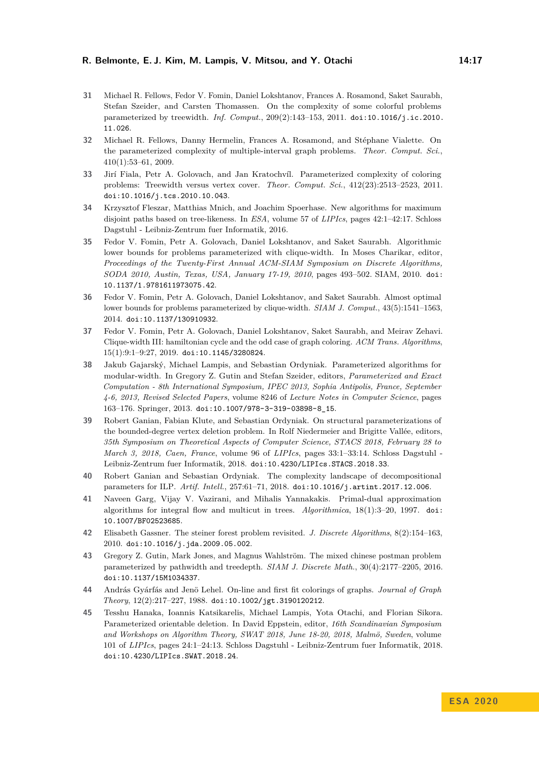31 Michael R. Fellows, Fedor V. Fomin, Daniel Lokshtanov, Frances A. Rosamond, Saket Saurabh, Stefan Szeider, and Carsten Thomassen. On the complexity of some colorful problems parameterized by treewidth. *Inf. Comput.*, 209(2):143–153, 2011. doi:10.1016/j.ic.2010.11.026.

32 Michael R. Fellows, Danny Hermelin, Frances A. Rosamond, and Stéphane Vialette. On the parameterized complexity of multiple-interval graph problems. *Theor. Comput. Sci.*, 410(1):53–61, 2009.

33 Jirí Fiala, Petr A. Golovach, and Jan Kratochvíl. Parameterized complexity of coloring problems: Treewidth versus vertex cover. *Theor. Comput. Sci.*, 412(23):2513–2523, 2011. doi:10.1016/j.tcs.2010.10.043.

34 Krzysztof Fleszar, Matthias Mnich, and Joachim Spoerhase. New algorithms for maximum disjoint paths based on tree-likeness. In *ESA*, volume 57 of *LIPIcs*, pages 42:1–42:17. Schloss Dagstuhl - Leibniz-Zentrum fuer Informatik, 2016.

35 Fedor V. Fomin, Petr A. Golovach, Daniel Lokshtanov, and Saket Saurabh. Algorithmic lower bounds for problems parameterized with clique-width. In Moses Charikar, editor, *Proceedings of the Twenty-First Annual ACM-SIAM Symposium on Discrete Algorithms, SODA 2010, Austin, Texas, USA, January 17-19, 2010*, pages 493–502. SIAM, 2010. doi:10.1137/1.9781611973075.42.

36 Fedor V. Fomin, Petr A. Golovach, Daniel Lokshtanov, and Saket Saurabh. Almost optimal lower bounds for problems parameterized by clique-width. *SIAM J. Comput.*, 43(5):1541–1563, 2014. doi:10.1137/130910932.

37 Fedor V. Fomin, Petr A. Golovach, Daniel Lokshtanov, Saket Saurabh, and Meirav Zehavi. Clique-width III: hamiltonian cycle and the odd case of graph coloring. *ACM Trans. Algorithms*, 15(1):9:1–9:27, 2019. doi:10.1145/3280824.

38 Jakub Gajarský, Michael Lampis, and Sebastian Ordyniak. Parameterized algorithms for modular-width. In Gregory Z. Gutin and Stefan Szeider, editors, *Parameterized and Exact Computation - 8th International Symposium, IPEC 2013, Sophia Antipolis, France, September 4-6, 2013, Revised Selected Papers*, volume 8246 of *Lecture Notes in Computer Science*, pages 163–176. Springer, 2013. doi:10.1007/978-3-319-03898-8_15.

39 Robert Ganian, Fabian Klute, and Sebastian Ordyniak. On structural parameterizations of the bounded-degree vertex deletion problem. In Rolf Niedermeier and Brigitte Vallée, editors, *35th Symposium on Theoretical Aspects of Computer Science, STACS 2018, February 28 to March 3, 2018, Caen, France*, volume 96 of *LIPIcs*, pages 33:1–33:14. Schloss Dagstuhl - Leibniz-Zentrum fuer Informatik, 2018. doi:10.4230/LIPIcs.STACS.2018.33.

40 Robert Ganian and Sebastian Ordyniak. The complexity landscape of decompositional parameters for ILP. *Artif. Intell.*, 257:61–71, 2018. doi:10.1016/j.artint.2017.12.006.

41 Naveen Garg, Vijay V. Vazirani, and Mihalis Yannakakis. Primal-dual approximation algorithms for integral flow and multicut in trees. *Algorithmica*, 18(1):3–20, 1997. doi:10.1007/BF02523685.

42 Elisabeth Gassner. The steiner forest problem revisited. *J. Discrete Algorithms*, 8(2):154–163, 2010. doi:10.1016/j.jda.2009.05.002.

43 Gregory Z. Gutin, Mark Jones, and Magnus Wahlström. The mixed chinese postman problem parameterized by pathwidth and treedepth. *SIAM J. Discrete Math.*, 30(4):2177–2205, 2016. doi:10.1137/15M1034337.

44 András Gyárfás and Jenö Lehel. On-line and first fit colorings of graphs. *Journal of Graph Theory*, 12(2):217–227, 1988. doi:10.1002/jgt.3190120212.

45 Tesshu Hanaka, Ioannis Katsikarelis, Michael Lampis, Yota Otachi, and Florian Sikora. Parameterized orientable deletion. In David Eppstein, editor, *16th Scandinavian Symposium and Workshops on Algorithm Theory, SWAT 2018, June 18-20, 2018, Malmö, Sweden*, volume 101 of *LIPIcs*, pages 24:1–24:13. Schloss Dagstuhl - Leibniz-Zentrum fuer Informatik, 2018. doi:10.4230/LIPIcs.SWAT.2018.24.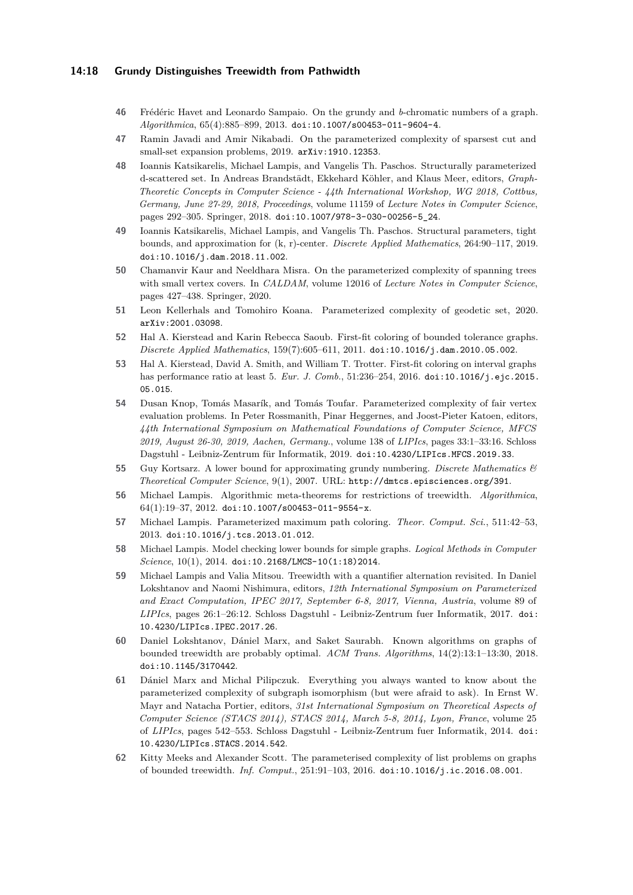46 Frédéric Havet and Leonardo Sampaio. On the grundy and *b*-chromatic numbers of a graph. *Algorithmica*, 65(4):885–899, 2013. doi:10.1007/s00453-011-9604-4.

47 Ramin Javadi and Amir Nikabadi. On the parameterized complexity of sparsest cut and small-set expansion problems, 2019. arXiv:1910.12353.

48 Ioannis Katsikarelis, Michael Lampis, and Vangelis Th. Paschos. Structurally parameterized d-scattered set. In Andreas Brandstädt, Ekkehard Köhler, and Klaus Meer, editors, *Graph-Theoretic Concepts in Computer Science - 44th International Workshop, WG 2018, Cottbus, Germany, June 27-29, 2018, Proceedings*, volume 11159 of *Lecture Notes in Computer Science*, pages 292–305. Springer, 2018. doi:10.1007/978-3-030-00256-5_24.

49 Ioannis Katsikarelis, Michael Lampis, and Vangelis Th. Paschos. Structural parameters, tight bounds, and approximation for (k, r)-center. *Discrete Applied Mathematics*, 264:90–117, 2019. doi:10.1016/j.dam.2018.11.002.

50 Chamanvir Kaur and Neeldhara Misra. On the parameterized complexity of spanning trees with small vertex covers. In *CALDAM*, volume 12016 of *Lecture Notes in Computer Science*, pages 427–438. Springer, 2020.

51 Leon Kellerhals and Tomohiro Koana. Parameterized complexity of geodetic set, 2020. arXiv:2001.03098.

52 Hal A. Kierstead and Karin Rebecca Saoub. First-fit coloring of bounded tolerance graphs. *Discrete Applied Mathematics*, 159(7):605–611, 2011. doi:10.1016/j.dam.2010.05.002.

53 Hal A. Kierstead, David A. Smith, and William T. Trotter. First-fit coloring on interval graphs has performance ratio at least 5. *Eur. J. Comb.*, 51:236–254, 2016. doi:10.1016/j.ejc.2015.05.015.

54 Dusan Knop, Tomás Masarík, and Tomás Toufar. Parameterized complexity of fair vertex evaluation problems. In Peter Rossmanith, Pinar Heggernes, and Joost-Pieter Katoen, editors, *44th International Symposium on Mathematical Foundations of Computer Science, MFCS 2019, August 26-30, 2019, Aachen, Germany.*, volume 138 of *LIPIcs*, pages 33:1–33:16. Schloss Dagstuhl - Leibniz-Zentrum für Informatik, 2019. doi:10.4230/LIPIcs.MFCS.2019.33.

55 Guy Kortsarz. A lower bound for approximating grundy numbering. *Discrete Mathematics & Theoretical Computer Science*, 9(1), 2007. URL: http://dmtcs.episciences.org/391.

56 Michael Lampis. Algorithmic meta-theorems for restrictions of treewidth. *Algorithmica*, 64(1):19–37, 2012. doi:10.1007/s00453-011-9554-x.

57 Michael Lampis. Parameterized maximum path coloring. *Theor. Comput. Sci.*, 511:42–53, 2013. doi:10.1016/j.tcs.2013.01.012.

58 Michael Lampis. Model checking lower bounds for simple graphs. *Logical Methods in Computer Science*, 10(1), 2014. doi:10.2168/LMCS-10(1:18)2014.

59 Michael Lampis and Valia Mitsou. Treewidth with a quantifier alternation revisited. In Daniel Lokshtanov and Naomi Nishimura, editors, *12th International Symposium on Parameterized and Exact Computation, IPEC 2017, September 6-8, 2017, Vienna, Austria*, volume 89 of *LIPIcs*, pages 26:1–26:12. Schloss Dagstuhl - Leibniz-Zentrum fuer Informatik, 2017. doi:10.4230/LIPIcs.IPEC.2017.26.

60 Daniel Lokshtanov, Dániel Marx, and Saket Saurabh. Known algorithms on graphs of bounded treewidth are probably optimal. *ACM Trans. Algorithms*, 14(2):13:1–13:30, 2018. doi:10.1145/3170442.

61 Dániel Marx and Michal Pilipczuk. Everything you always wanted to know about the parameterized complexity of subgraph isomorphism (but were afraid to ask). In Ernst W. Mayr and Natacha Portier, editors, *31st International Symposium on Theoretical Aspects of Computer Science (STACS 2014), STACS 2014, March 5-8, 2014, Lyon, France*, volume 25 of *LIPIcs*, pages 542–553. Schloss Dagstuhl - Leibniz-Zentrum fuer Informatik, 2014. doi:10.4230/LIPIcs.STACS.2014.542.

62 Kitty Meeks and Alexander Scott. The parameterised complexity of list problems on graphs of bounded treewidth. *Inf. Comput.*, 251:91–103, 2016. doi:10.1016/j.ic.2016.08.001.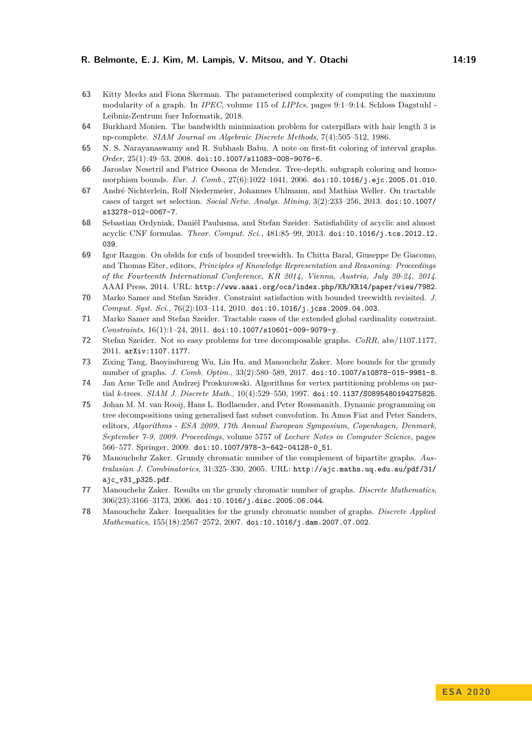63 Kitty Meeks and Fiona Skerman. The parameterised complexity of computing the maximum modularity of a graph. In *IPEC*, volume 115 of *LIPIcs*, pages 9:1–9:14. Schloss Dagstuhl - Leibniz-Zentrum fuer Informatik, 2018.

64 Burkhard Monien. The bandwidth minimization problem for caterpillars with hair length 3 is np-complete. *SIAM Journal on Algebraic Discrete Methods*, 7(4):505–512, 1986.

65 N. S. Narayanaswamy and R. Subhash Babu. A note on first-fit coloring of interval graphs. *Order*, 25(1):49–53, 2008. doi:10.1007/s11083-008-9076-6.

66 Jaroslav Nesetril and Patrice Ossona de Mendez. Tree-depth, subgraph coloring and homomorphism bounds. *Eur. J. Comb.*, 27(6):1022–1041, 2006. doi:10.1016/j.ejc.2005.01.010.

67 André Nichterlein, Rolf Niedermeier, Johannes Uhlmann, and Mathias Weller. On tractable cases of target set selection. *Social Netw. Analys. Mining*, 3(2):233–256, 2013. doi:10.1007/s13278-012-0067-7.

68 Sebastian Ordyniak, Daniël Paulusma, and Stefan Szeider. Satisfiability of acyclic and almost acyclic CNF formulas. *Theor. Comput. Sci.*, 481:85–99, 2013. doi:10.1016/j.tcs.2012.12.039.

69 Igor Razgon. On obdds for cnfs of bounded treewidth. In Chitta Baral, Giuseppe De Giacomo, and Thomas Eiter, editors, *Principles of Knowledge Representation and Reasoning: Proceedings of the Fourteenth International Conference, KR 2014, Vienna, Austria, July 20-24, 2014*. AAAI Press, 2014. URL: http://www.aaai.org/ocs/index.php/KR/KR14/paper/view/7982.

70 Marko Samer and Stefan Szeider. Constraint satisfaction with bounded treewidth revisited. *J. Comput. Syst. Sci.*, 76(2):103–114, 2010. doi:10.1016/j.jcss.2009.04.003.

71 Marko Samer and Stefan Szeider. Tractable cases of the extended global cardinality constraint. *Constraints*, 16(1):1–24, 2011. doi:10.1007/s10601-009-9079-y.

72 Stefan Szeider. Not so easy problems for tree decomposable graphs. *CoRR*, abs/1107.1177, 2011. arXiv:1107.1177.

73 Zixing Tang, Baoyindureng Wu, Lin Hu, and Manouchehr Zaker. More bounds for the grundy number of graphs. *J. Comb. Optim.*, 33(2):580–589, 2017. doi:10.1007/s10878-015-9981-8.

74 Jan Arne Telle and Andrzej Proskurowski. Algorithms for vertex partitioning problems on partial $k$-trees. *SIAM J. Discrete Math.*, 10(4):529–550, 1997. doi:10.1137/S0895480194275825.

75 Johan M. M. van Rooij, Hans L. Bodlaender, and Peter Rossmanith. Dynamic programming on tree decompositions using generalised fast subset convolution. In Amos Fiat and Peter Sanders, editors, *Algorithms - ESA 2009, 17th Annual European Symposium, Copenhagen, Denmark, September 7-9, 2009. Proceedings*, volume 5757 of *Lecture Notes in Computer Science*, pages 566–577. Springer, 2009. doi:10.1007/978-3-642-04128-0_51.

76 Manouchehr Zaker. Grundy chromatic number of the complement of bipartite graphs. *Australasian J. Combinatorics*, 31:325–330, 2005. URL: http://ajc.maths.uq.edu.au/pdf/31/ajc_v31_p325.pdf.

77 Manouchehr Zaker. Results on the grundy chromatic number of graphs. *Discrete Mathematics*, 306(23):3166–3173, 2006. doi:10.1016/j.disc.2005.06.044.

78 Manouchehr Zaker. Inequalities for the grundy chromatic number of graphs. *Discrete Applied Mathematics*, 155(18):2567–2572, 2007. doi:10.1016/j.dam.2007.07.002.